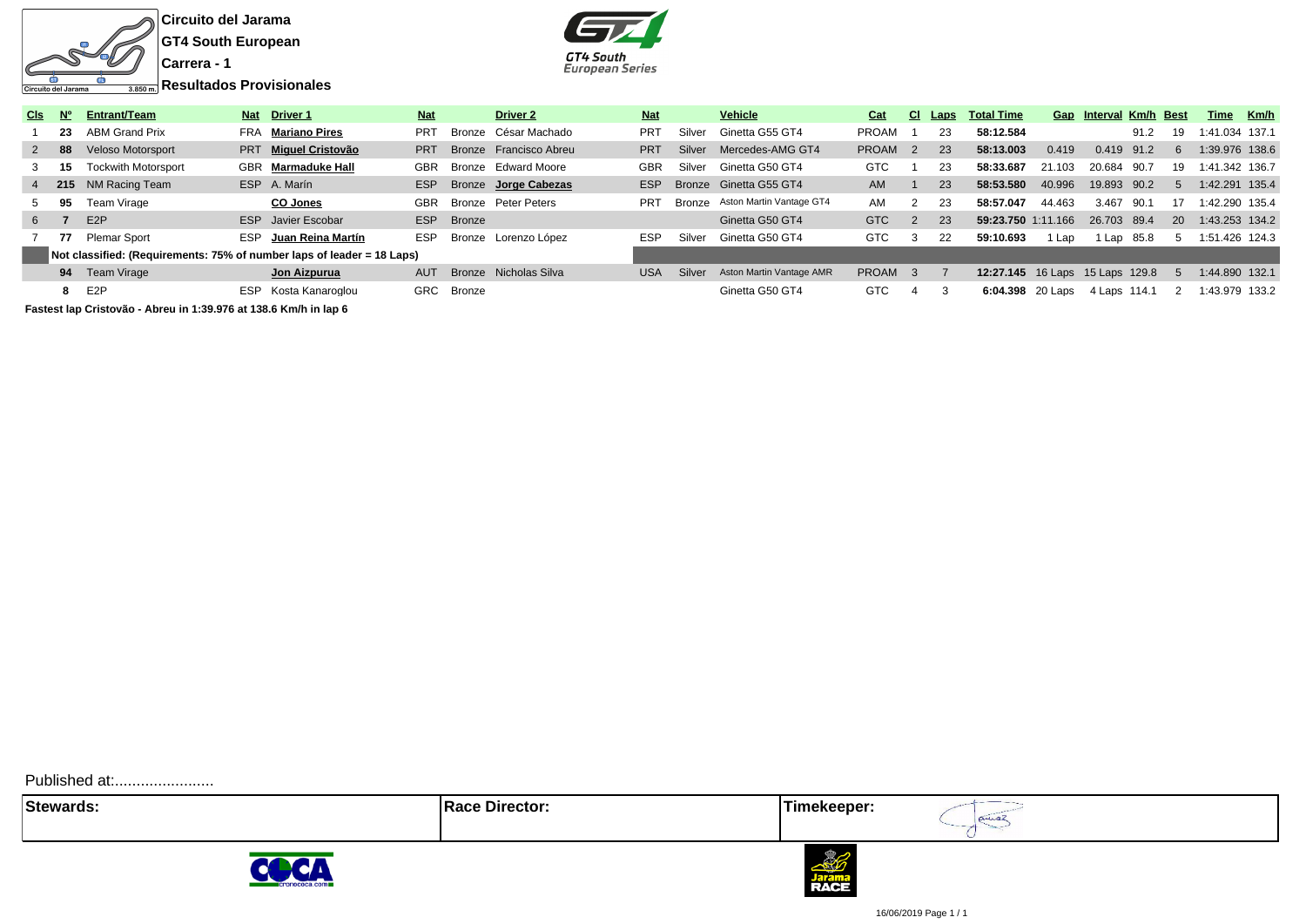# Circuito del Jarama

## GT4 South European

## Carrera - 1

## Resultados Provisionales

| Cls | Nº | Entrant/Team | Nat | Driver 1 | Nat | | Driver 2 | Nat | | Vehicle | Cat | Cl | Laps | Total Time | Gap | Interval | Km/h | Best | Time | Km/h |
|---|---|---|---|---|---|---|---|---|---|---|---|---|---|---|---|---|---|---|---|---|
| 1 | **23** | ABM Grand Prix | FRA | **Mariano Pires** | PRT | Bronze | César Machado | PRT | Silver | Ginetta G55 GT4 | PROAM | 1 | 23 | **58:12.584** | | | 91.2 | 19 | 1:41.034 | 137.1 |
| 2 | **88** | Veloso Motorsport | PRT | **Miguel Cristovão** | PRT | Bronze | Francisco Abreu | PRT | Silver | Mercedes-AMG GT4 | PROAM | 2 | 23 | **58:13.003** | 0.419 | 0.419 | 91.2 | 6 | 1:39.976 | 138.6 |
| 3 | **15** | Tockwith Motorsport | GBR | **Marmaduke Hall** | GBR | Bronze | Edward Moore | GBR | Silver | Ginetta G50 GT4 | GTC | 1 | 23 | **58:33.687** | 21.103 | 20.684 | 90.7 | 19 | 1:41.342 | 136.7 |
| 4 | **215** | NM Racing Team | ESP | A. Marín | ESP | Bronze | **Jorge Cabezas** | ESP | Bronze | Ginetta G55 GT4 | AM | 1 | 23 | **58:53.580** | 40.996 | 19.893 | 90.2 | 5 | 1:42.291 | 135.4 |
| 5 | **95** | Team Virage | | **CO Jones** | GBR | Bronze | Peter Peters | PRT | Bronze | Aston Martin Vantage GT4 | AM | 2 | 23 | **58:57.047** | 44.463 | 3.467 | 90.1 | 17 | 1:42.290 | 135.4 |
| 6 | **7** | E2P | ESP | Javier Escobar | ESP | Bronze | | | | Ginetta G50 GT4 | GTC | 2 | 23 | **59:23.750** | 1:11.166 | 26.703 | 89.4 | 20 | 1:43.253 | 134.2 |
| 7 | **77** | Plemar Sport | ESP | **Juan Reina Martín** | ESP | Bronze | Lorenzo López | ESP | Silver | Ginetta G50 GT4 | GTC | 3 | 22 | **59:10.693** | 1 Lap | 1 Lap | 85.8 | 5 | 1:51.426 | 124.3 |
| | **Not classified: (Requirements: 75% of number laps of leader = 18 Laps)** | | | | | | | | | | | | | | | | | | | |
| | **94** | Team Virage | AUT | **Jon Aizpurua** | AUT | Bronze | Nicholas Silva | USA | Silver | Aston Martin Vantage AMR | PROAM | 3 | 7 | **12:27.145** | 16 Laps | 15 Laps | 129.8 | 5 | 1:44.890 | 132.1 |
| | **8** | E2P | ESP | Kosta Kanaroglou | GRC | Bronze | | | | Ginetta G50 GT4 | GTC | 4 | 3 | **6:04.398** | 20 Laps | 4 Laps | 114.1 | 2 | 1:43.979 | 133.2 |

**Fastest lap Cristovão - Abreu in 1:39.976 at 138.6 Km/h in lap 6**

Published at:.......................

| Stewards: | Race Director: | Timekeeper: |
|---|---|---|
| | | |

16/06/2019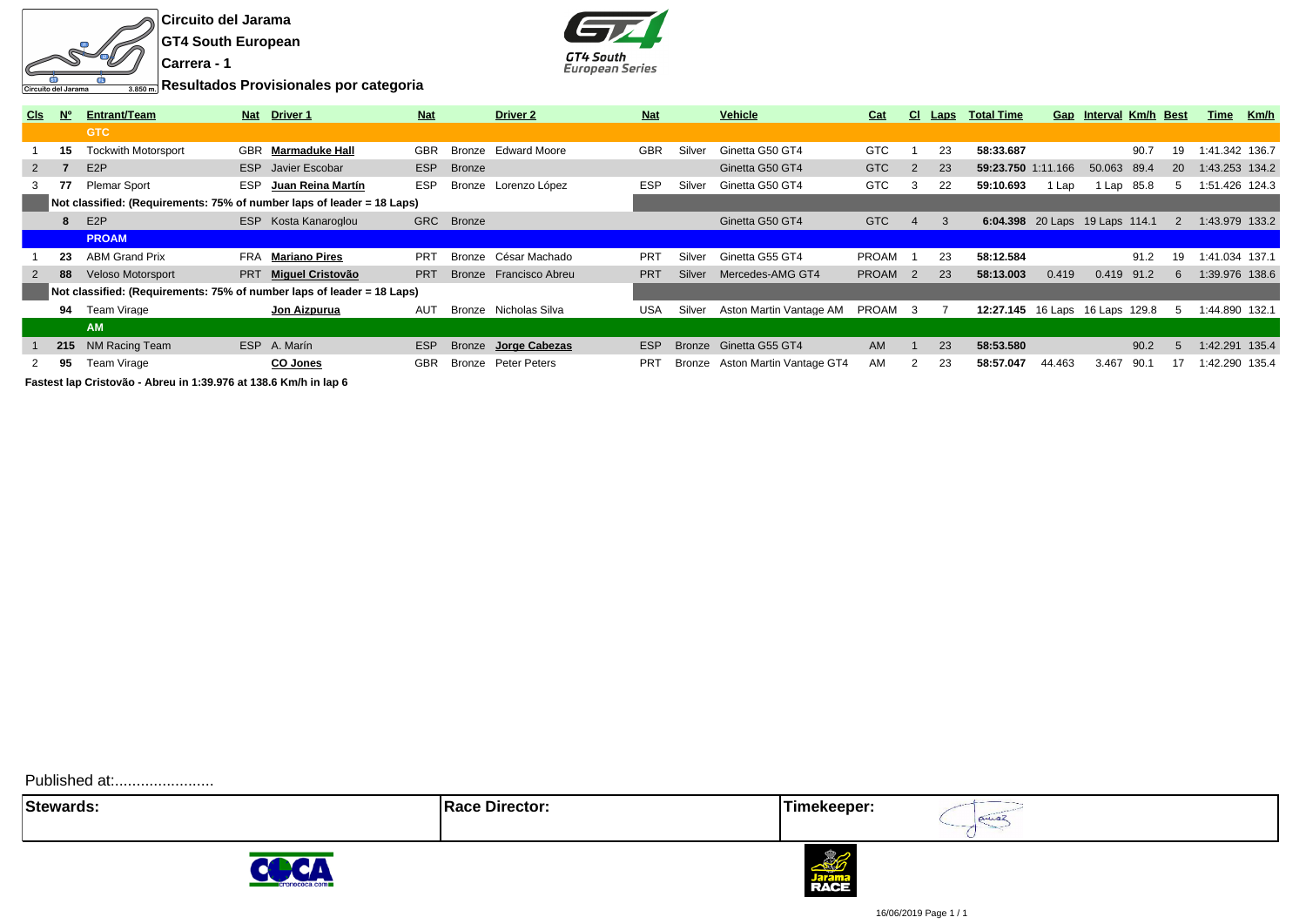**Circuito del Jarama**

**GT4 South European**

**Carrera - 1**

**Resultados Provisionales por categoria**

| Cls | Nº | Entrant/Team | Nat | Driver 1 | Nat | | Driver 2 | Nat | | Vehicle | Cat | Cl | Laps | Total Time | Gap | Interval | Km/h | Best | Time | Km/h |
|---|---|---|---|---|---|---|---|---|---|---|---|---|---|---|---|---|---|---|---|---|
| | | **GTC** | | | | | | | | | | | | | | | | | | |
| 1 | **15** | Tockwith Motorsport | GBR | **Marmaduke Hall** | GBR | Bronze | Edward Moore | GBR | Silver | Ginetta G50 GT4 | GTC | 1 | 23 | **58:33.687** | | | 90.7 | 19 | 1:41.342 | 136.7 |
| 2 | **7** | E2P | ESP | Javier Escobar | ESP | Bronze | | | | Ginetta G50 GT4 | GTC | 2 | 23 | **59:23.750** | 1:11.166 | 50.063 | 89.4 | 20 | 1:43.253 | 134.2 |
| 3 | **77** | Plemar Sport | ESP | **Juan Reina Martín** | ESP | Bronze | Lorenzo López | ESP | Silver | Ginetta G50 GT4 | GTC | 3 | 22 | **59:10.693** | 1 Lap | 1 Lap | 85.8 | 5 | 1:51.426 | 124.3 |
| | | **Not classified: (Requirements: 75% of number laps of leader = 18 Laps)** | | | | | | | | | | | | | | | | | | |
| | **8** | E2P | ESP | Kosta Kanaroglou | GRC | Bronze | | | | Ginetta G50 GT4 | GTC | 4 | 3 | **6:04.398** | 20 Laps | 19 Laps | 114.1 | 2 | 1:43.979 | 133.2 |
| | | **PROAM** | | | | | | | | | | | | | | | | | | |
| 1 | **23** | ABM Grand Prix | FRA | **Mariano Pires** | PRT | Bronze | César Machado | PRT | Silver | Ginetta G55 GT4 | PROAM | 1 | 23 | **58:12.584** | | | 91.2 | 19 | 1:41.034 | 137.1 |
| 2 | **88** | Veloso Motorsport | PRT | **Miguel Cristovão** | PRT | Bronze | Francisco Abreu | PRT | Silver | Mercedes-AMG GT4 | PROAM | 2 | 23 | **58:13.003** | 0.419 | 0.419 | 91.2 | 6 | 1:39.976 | 138.6 |
| | | **Not classified: (Requirements: 75% of number laps of leader = 18 Laps)** | | | | | | | | | | | | | | | | | | |
| | **94** | Team Virage | | **Jon Aizpurua** | AUT | Bronze | Nicholas Silva | USA | Silver | Aston Martin Vantage AM | PROAM | 3 | 7 | **12:27.145** | 16 Laps | 16 Laps | 129.8 | 5 | 1:44.890 | 132.1 |
| | | **AM** | | | | | | | | | | | | | | | | | | |
| 1 | **215** | NM Racing Team | ESP | A. Marín | ESP | Bronze | **Jorge Cabezas** | ESP | Bronze | Ginetta G55 GT4 | AM | 1 | 23 | **58:53.580** | | | 90.2 | 5 | 1:42.291 | 135.4 |
| 2 | **95** | Team Virage | | **CO Jones** | GBR | Bronze | Peter Peters | PRT | Bronze | Aston Martin Vantage GT4 | AM | 2 | 23 | **58:57.047** | 44.463 | 3.467 | 90.1 | 17 | 1:42.290 | 135.4 |

**Fastest lap Cristovão - Abreu in 1:39.976 at 138.6 Km/h in lap 6**

Published at:......................

| Stewards: | Race Director: | Timekeeper: |
|---|---|---|
| | | |

16/06/2019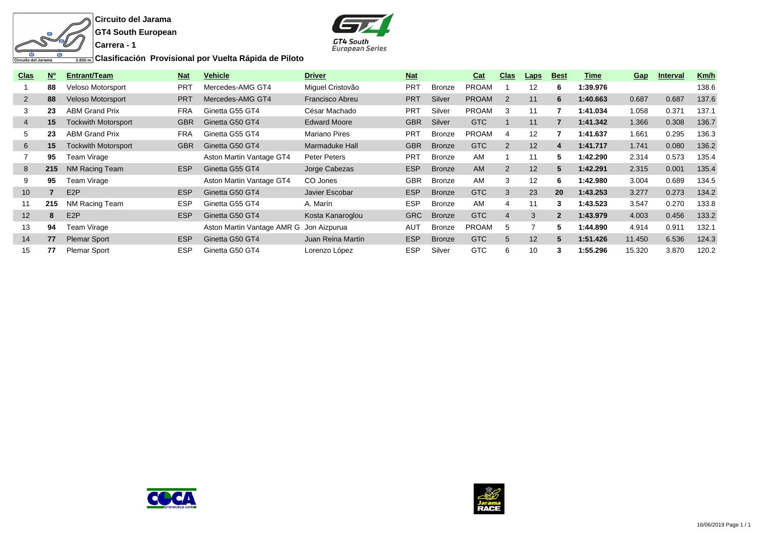**Circuito del Jarama**

**GT4 South European**

**Carrera - 1**

**Clasificación Provisional por Vuelta Rápida de Piloto**

| Clas | Nº | Entrant/Team | Nat | Vehicle | Driver | Nat | | Cat | Clas | Laps | Best | Time | Gap | Interval | Km/h |
|---|---|---|---|---|---|---|---|---|---|---|---|---|---|---|---|
| 1 | **88** | Veloso Motorsport | PRT | Mercedes-AMG GT4 | Miguel Cristovão | PRT | Bronze | PROAM | 1 | 12 | **6** | **1:39.976** | | | 138.6 |
| 2 | **88** | Veloso Motorsport | PRT | Mercedes-AMG GT4 | Francisco Abreu | PRT | Silver | PROAM | 2 | 11 | **6** | **1:40.663** | 0.687 | 0.687 | 137.6 |
| 3 | **23** | ABM Grand Prix | FRA | Ginetta G55 GT4 | César Machado | PRT | Silver | PROAM | 3 | 11 | **7** | **1:41.034** | 1.058 | 0.371 | 137.1 |
| 4 | **15** | Tockwith Motorsport | GBR | Ginetta G50 GT4 | Edward Moore | GBR | Silver | GTC | 1 | 11 | **7** | **1:41.342** | 1.366 | 0.308 | 136.7 |
| 5 | **23** | ABM Grand Prix | FRA | Ginetta G55 GT4 | Mariano Pires | PRT | Bronze | PROAM | 4 | 12 | **7** | **1:41.637** | 1.661 | 0.295 | 136.3 |
| 6 | **15** | Tockwith Motorsport | GBR | Ginetta G50 GT4 | Marmaduke Hall | GBR | Bronze | GTC | 2 | 12 | **4** | **1:41.717** | 1.741 | 0.080 | 136.2 |
| 7 | **95** | Team Virage | | Aston Martin Vantage GT4 | Peter Peters | PRT | Bronze | AM | 1 | 11 | **5** | **1:42.290** | 2.314 | 0.573 | 135.4 |
| 8 | **215** | NM Racing Team | ESP | Ginetta G55 GT4 | Jorge Cabezas | ESP | Bronze | AM | 2 | 12 | **5** | **1:42.291** | 2.315 | 0.001 | 135.4 |
| 9 | **95** | Team Virage | | Aston Martin Vantage GT4 | CO Jones | GBR | Bronze | AM | 3 | 12 | **6** | **1:42.980** | 3.004 | 0.689 | 134.5 |
| 10 | **7** | E2P | ESP | Ginetta G50 GT4 | Javier Escobar | ESP | Bronze | GTC | 3 | 23 | **20** | **1:43.253** | 3.277 | 0.273 | 134.2 |
| 11 | **215** | NM Racing Team | ESP | Ginetta G55 GT4 | A. Marín | ESP | Bronze | AM | 4 | 11 | **3** | **1:43.523** | 3.547 | 0.270 | 133.8 |
| 12 | **8** | E2P | ESP | Ginetta G50 GT4 | Kosta Kanaroglou | GRC | Bronze | GTC | 4 | 3 | **2** | **1:43.979** | 4.003 | 0.456 | 133.2 |
| 13 | **94** | Team Virage | | Aston Martin Vantage AMR G | Jon Aizpurua | AUT | Bronze | PROAM | 5 | 7 | **5** | **1:44.890** | 4.914 | 0.911 | 132.1 |
| 14 | **77** | Plemar Sport | ESP | Ginetta G50 GT4 | Juan Reina Martín | ESP | Bronze | GTC | 5 | 12 | **5** | **1:51.426** | 11.450 | 6.536 | 124.3 |
| 15 | **77** | Plemar Sport | ESP | Ginetta G50 GT4 | Lorenzo López | ESP | Silver | GTC | 6 | 10 | **3** | **1:55.296** | 15.320 | 3.870 | 120.2 |

16/06/2019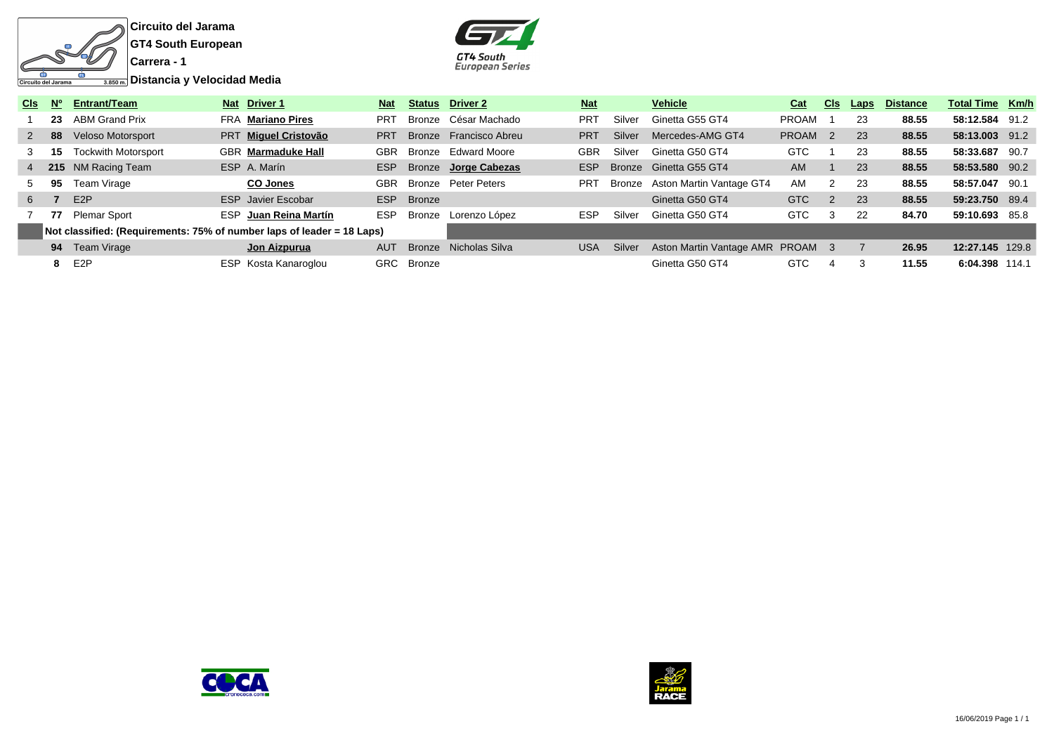**Circuito del Jarama**

**GT4 South European**

**Carrera - 1**

**Distancia y Velocidad Media**

| Cls | Nº | Entrant/Team | Nat | Driver 1 | Nat | Status | Driver 2 | Nat | | Vehicle | Cat | Cls | Laps | Distance | Total Time | Km/h |
|---|---|---|---|---|---|---|---|---|---|---|---|---|---|---|---|---|
| 1 | **23** | ABM Grand Prix | FRA | **Mariano Pires** | PRT | Bronze | César Machado | PRT | Silver | Ginetta G55 GT4 | PROAM | 1 | 23 | **88.55** | **58:12.584** | 91.2 |
| 2 | **88** | Veloso Motorsport | PRT | **Miguel Cristovão** | PRT | Bronze | Francisco Abreu | PRT | Silver | Mercedes-AMG GT4 | PROAM | 2 | 23 | **88.55** | **58:13.003** | 91.2 |
| 3 | **15** | Tockwith Motorsport | GBR | **Marmaduke Hall** | GBR | Bronze | Edward Moore | GBR | Silver | Ginetta G50 GT4 | GTC | 1 | 23 | **88.55** | **58:33.687** | 90.7 |
| 4 | **215** | NM Racing Team | ESP | A. Marín | ESP | Bronze | **Jorge Cabezas** | ESP | Bronze | Ginetta G55 GT4 | AM | 1 | 23 | **88.55** | **58:53.580** | 90.2 |
| 5 | **95** | Team Virage | | **CO Jones** | GBR | Bronze | Peter Peters | PRT | Bronze | Aston Martin Vantage GT4 | AM | 2 | 23 | **88.55** | **58:57.047** | 90.1 |
| 6 | **7** | E2P | ESP | Javier Escobar | ESP | Bronze | | | | Ginetta G50 GT4 | GTC | 2 | 23 | **88.55** | **59:23.750** | 89.4 |
| 7 | **77** | Plemar Sport | ESP | **Juan Reina Martín** | ESP | Bronze | Lorenzo López | ESP | Silver | Ginetta G50 GT4 | GTC | 3 | 22 | **84.70** | **59:10.693** | 85.8 |
| | **Not classified: (Requirements: 75% of number laps of leader = 18 Laps)** | | | | | | | | | | | | | | | |
| | **94** | Team Virage | | **Jon Aizpurua** | AUT | Bronze | Nicholas Silva | USA | Silver | Aston Martin Vantage AMR | PROAM | 3 | 7 | **26.95** | **12:27.145** | 129.8 |
| | **8** | E2P | ESP | Kosta Kanaroglou | GRC | Bronze | | | | Ginetta G50 GT4 | GTC | 4 | 3 | **11.55** | **6:04.398** | 114.1 |

16/06/2019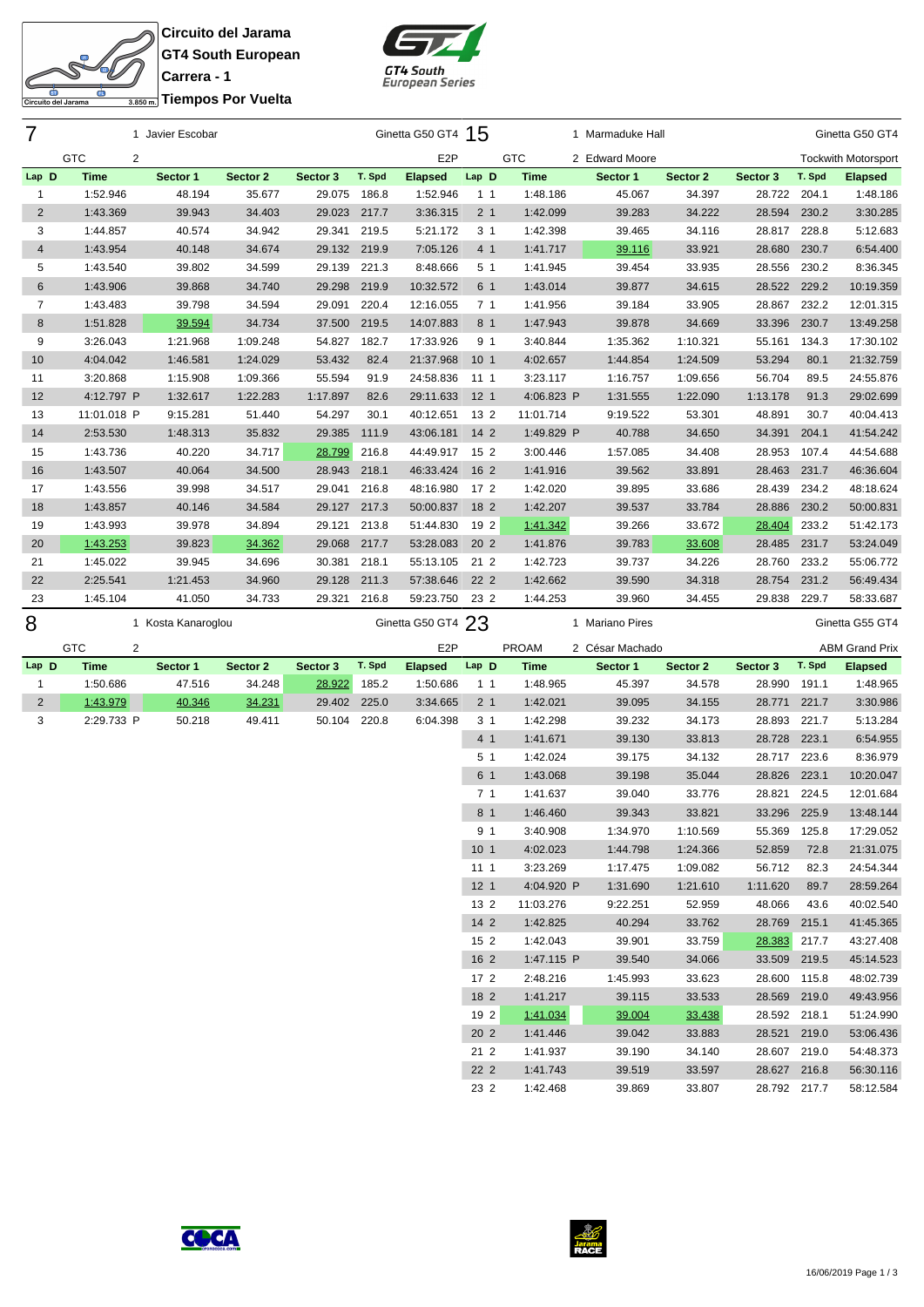**Circuito del Jarama**
**GT4 South European**
**Carrera - 1**
**Tiempos Por Vuelta**

Circuito del Jarama 3.850 m.

GT4 South European Series

## 7 — 1 Javier Escobar — Ginetta G50 GT4 — GTC — 2 — E2P

| Lap | D | Time | Sector 1 | Sector 2 | Sector 3 | T. Spd | Elapsed |
|---|---|---|---|---|---|---|---|
| 1 | | 1:52.946 | 48.194 | 35.677 | 29.075 | 186.8 | 1:52.946 |
| 2 | | 1:43.369 | 39.943 | 34.403 | 29.023 | 217.7 | 3:36.315 |
| 3 | | 1:44.857 | 40.574 | 34.942 | 29.341 | 219.5 | 5:21.172 |
| 4 | | 1:43.954 | 40.148 | 34.674 | 29.132 | 219.9 | 7:05.126 |
| 5 | | 1:43.540 | 39.802 | 34.599 | 29.139 | 221.3 | 8:48.666 |
| 6 | | 1:43.906 | 39.868 | 34.740 | 29.298 | 219.9 | 10:32.572 |
| 7 | | 1:43.483 | 39.798 | 34.594 | 29.091 | 220.4 | 12:16.055 |
| 8 | | 1:51.828 | 39.594 | 34.734 | 37.500 | 219.5 | 14:07.883 |
| 9 | | 3:26.043 | 1:21.968 | 1:09.248 | 54.827 | 182.7 | 17:33.926 |
| 10 | | 4:04.042 | 1:46.581 | 1:24.029 | 53.432 | 82.4 | 21:37.968 |
| 11 | | 3:20.868 | 1:15.908 | 1:09.366 | 55.594 | 91.9 | 24:58.836 |
| 12 | | 4:12.797 P | 1:32.617 | 1:22.283 | 1:17.897 | 82.6 | 29:11.633 |
| 13 | | 11:01.018 P | 9:15.281 | 51.440 | 54.297 | 30.1 | 40:12.651 |
| 14 | | 2:53.530 | 1:48.313 | 35.832 | 29.385 | 111.9 | 43:06.181 |
| 15 | | 1:43.736 | 40.220 | 34.717 | 28.799 | 216.8 | 44:49.917 |
| 16 | | 1:43.507 | 40.064 | 34.500 | 28.943 | 218.1 | 46:33.424 |
| 17 | | 1:43.556 | 39.998 | 34.517 | 29.041 | 216.8 | 48:16.980 |
| 18 | | 1:43.857 | 40.146 | 34.584 | 29.127 | 217.3 | 50:00.837 |
| 19 | | 1:43.993 | 39.978 | 34.894 | 29.121 | 213.8 | 51:44.830 |
| 20 | | 1:43.253 | 39.823 | 34.362 | 29.068 | 217.7 | 53:28.083 |
| 21 | | 1:45.022 | 39.945 | 34.696 | 30.381 | 218.1 | 55:13.105 |
| 22 | | 2:25.541 | 1:21.453 | 34.960 | 29.128 | 211.3 | 57:38.646 |
| 23 | | 1:45.104 | 41.050 | 34.733 | 29.321 | 216.8 | 59:23.750 |

## 15 — 1 Marmaduke Hall / 2 Edward Moore — Ginetta G50 GT4 — GTC — Tockwith Motorsport

| Lap | D | Time | Sector 1 | Sector 2 | Sector 3 | T. Spd | Elapsed |
|---|---|---|---|---|---|---|---|
| 1 | 1 | 1:48.186 | 45.067 | 34.397 | 28.722 | 204.1 | 1:48.186 |
| 2 | 1 | 1:42.099 | 39.283 | 34.222 | 28.594 | 230.2 | 3:30.285 |
| 3 | 1 | 1:42.398 | 39.465 | 34.116 | 28.817 | 228.8 | 5:12.683 |
| 4 | 1 | 1:41.717 | 39.116 | 33.921 | 28.680 | 230.7 | 6:54.400 |
| 5 | 1 | 1:41.945 | 39.454 | 33.935 | 28.556 | 230.2 | 8:36.345 |
| 6 | 1 | 1:43.014 | 39.877 | 34.615 | 28.522 | 229.2 | 10:19.359 |
| 7 | 1 | 1:41.956 | 39.184 | 33.905 | 28.867 | 232.2 | 12:01.315 |
| 8 | 1 | 1:47.943 | 39.878 | 34.669 | 33.396 | 230.7 | 13:49.258 |
| 9 | 1 | 3:40.844 | 1:35.362 | 1:10.321 | 55.161 | 134.3 | 17:30.102 |
| 10 | 1 | 4:02.657 | 1:44.854 | 1:24.509 | 53.294 | 80.1 | 21:32.759 |
| 11 | 1 | 3:23.117 | 1:16.757 | 1:09.656 | 56.704 | 89.5 | 24:55.876 |
| 12 | 1 | 4:06.823 P | 1:31.555 | 1:22.090 | 1:13.178 | 91.3 | 29:02.699 |
| 13 | 2 | 11:01.714 | 9:19.522 | 53.301 | 48.891 | 30.7 | 40:04.413 |
| 14 | 2 | 1:49.829 P | 40.788 | 34.650 | 34.391 | 204.1 | 41:54.242 |
| 15 | 2 | 3:00.446 | 1:57.085 | 34.408 | 28.953 | 107.4 | 44:54.688 |
| 16 | 2 | 1:41.916 | 39.562 | 33.891 | 28.463 | 231.7 | 46:36.604 |
| 17 | 2 | 1:42.020 | 39.895 | 33.686 | 28.439 | 234.2 | 48:18.624 |
| 18 | 2 | 1:42.207 | 39.537 | 33.784 | 28.886 | 230.2 | 50:00.831 |
| 19 | 2 | 1:41.342 | 39.266 | 33.672 | 28.404 | 233.2 | 51:42.173 |
| 20 | 2 | 1:41.876 | 39.783 | 33.608 | 28.485 | 231.7 | 53:24.049 |
| 21 | 2 | 1:42.723 | 39.737 | 34.226 | 28.760 | 233.2 | 55:06.772 |
| 22 | 2 | 1:42.662 | 39.590 | 34.318 | 28.754 | 231.2 | 56:49.434 |
| 23 | 2 | 1:44.253 | 39.960 | 34.455 | 29.838 | 229.7 | 58:33.687 |

## 8 — 1 Kosta Kanaroglou — Ginetta G50 GT4 — GTC — 2 — E2P

| Lap | D | Time | Sector 1 | Sector 2 | Sector 3 | T. Spd | Elapsed |
|---|---|---|---|---|---|---|---|
| 1 | | 1:50.686 | 47.516 | 34.248 | 28.922 | 185.2 | 1:50.686 |
| 2 | | 1:43.979 | 40.346 | 34.231 | 29.402 | 225.0 | 3:34.665 |
| 3 | | 2:29.733 P | 50.218 | 49.411 | 50.104 | 220.8 | 6:04.398 |

## 23 — 1 Mariano Pires / 2 César Machado — Ginetta G55 GT4 — PROAM — ABM Grand Prix

| Lap | D | Time | Sector 1 | Sector 2 | Sector 3 | T. Spd | Elapsed |
|---|---|---|---|---|---|---|---|
| 1 | 1 | 1:48.965 | 45.397 | 34.578 | 28.990 | 191.1 | 1:48.965 |
| 2 | 1 | 1:42.021 | 39.095 | 34.155 | 28.771 | 221.7 | 3:30.986 |
| 3 | 1 | 1:42.298 | 39.232 | 34.173 | 28.893 | 221.7 | 5:13.284 |
| 4 | 1 | 1:41.671 | 39.130 | 33.813 | 28.728 | 223.1 | 6:54.955 |
| 5 | 1 | 1:42.024 | 39.175 | 34.132 | 28.717 | 223.6 | 8:36.979 |
| 6 | 1 | 1:43.068 | 39.198 | 35.044 | 28.826 | 223.1 | 10:20.047 |
| 7 | 1 | 1:41.637 | 39.040 | 33.776 | 28.821 | 224.5 | 12:01.684 |
| 8 | 1 | 1:46.460 | 39.343 | 33.821 | 33.296 | 225.9 | 13:48.144 |
| 9 | 1 | 3:40.908 | 1:34.970 | 1:10.569 | 55.369 | 125.8 | 17:29.052 |
| 10 | 1 | 4:02.023 | 1:44.798 | 1:24.366 | 52.859 | 72.8 | 21:31.075 |
| 11 | 1 | 3:23.269 | 1:17.475 | 1:09.082 | 56.712 | 82.3 | 24:54.344 |
| 12 | 1 | 4:04.920 P | 1:31.690 | 1:21.610 | 1:11.620 | 89.7 | 28:59.264 |
| 13 | 2 | 11:03.276 | 9:22.251 | 52.959 | 48.066 | 43.6 | 40:02.540 |
| 14 | 2 | 1:42.825 | 40.294 | 33.762 | 28.769 | 215.1 | 41:45.365 |
| 15 | 2 | 1:42.043 | 39.901 | 33.759 | 28.383 | 217.7 | 43:27.408 |
| 16 | 2 | 1:47.115 P | 39.540 | 34.066 | 33.509 | 219.5 | 45:14.523 |
| 17 | 2 | 2:48.216 | 1:45.993 | 33.623 | 28.600 | 115.8 | 48:02.739 |
| 18 | 2 | 1:41.217 | 39.115 | 33.533 | 28.569 | 219.0 | 49:43.956 |
| 19 | 2 | 1:41.034 | 39.004 | 33.438 | 28.592 | 218.1 | 51:24.990 |
| 20 | 2 | 1:41.446 | 39.042 | 33.883 | 28.521 | 219.0 | 53:06.436 |
| 21 | 2 | 1:41.937 | 39.190 | 34.140 | 28.607 | 219.0 | 54:48.373 |
| 22 | 2 | 1:41.743 | 39.519 | 33.597 | 28.627 | 216.8 | 56:30.116 |
| 23 | 2 | 1:42.468 | 39.869 | 33.807 | 28.792 | 217.7 | 58:12.584 |

16/06/2019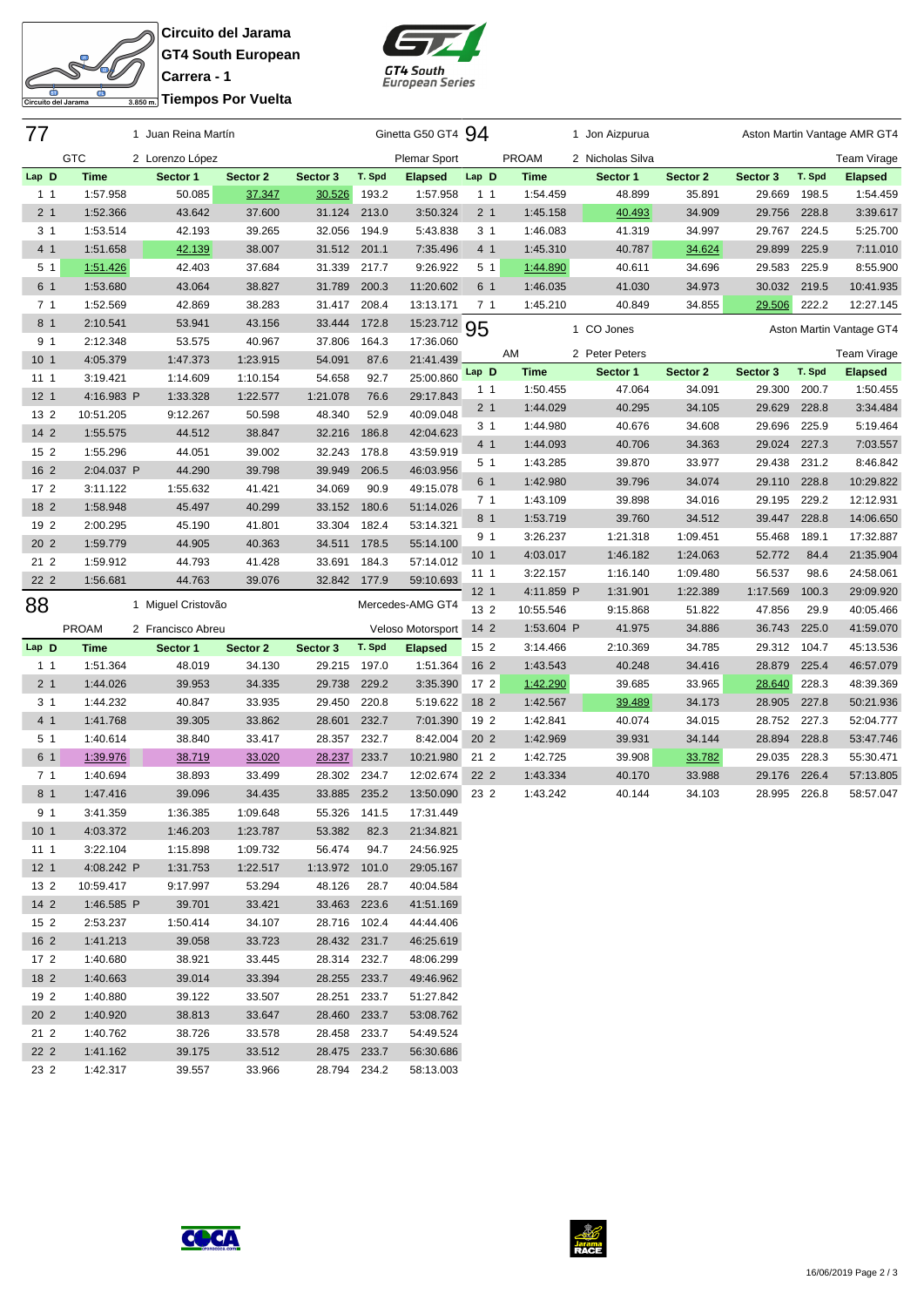**Circuito del Jarama**
**GT4 South European**
**Carrera - 1**
**Tiempos Por Vuelta**

Circuito del Jarama 3.850 m.

GT4 South European Series

## 77 — GTC — 1 Juan Reina Martín / 2 Lorenzo López — Ginetta G50 GT4 — Plemar Sport

| Lap | D | Time | Sector 1 | Sector 2 | Sector 3 | T. Spd | Elapsed |
|---|---|---|---|---|---|---|---|
| 1 | 1 | 1:57.958 | 50.085 | 37.347 | 30.526 | 193.2 | 1:57.958 |
| 2 | 1 | 1:52.366 | 43.642 | 37.600 | 31.124 | 213.0 | 3:50.324 |
| 3 | 1 | 1:53.514 | 42.193 | 39.265 | 32.056 | 194.9 | 5:43.838 |
| 4 | 1 | 1:51.658 | 42.139 | 38.007 | 31.512 | 201.1 | 7:35.496 |
| 5 | 1 | 1:51.426 | 42.403 | 37.684 | 31.339 | 217.7 | 9:26.922 |
| 6 | 1 | 1:53.680 | 43.064 | 38.827 | 31.789 | 200.3 | 11:20.602 |
| 7 | 1 | 1:52.569 | 42.869 | 38.283 | 31.417 | 208.4 | 13:13.171 |
| 8 | 1 | 2:10.541 | 53.941 | 43.156 | 33.444 | 172.8 | 15:23.712 |
| 9 | 1 | 2:12.348 | 53.575 | 40.967 | 37.806 | 164.3 | 17:36.060 |
| 10 | 1 | 4:05.379 | 1:47.373 | 1:23.915 | 54.091 | 87.6 | 21:41.439 |
| 11 | 1 | 3:19.421 | 1:14.609 | 1:10.154 | 54.658 | 92.7 | 25:00.860 |
| 12 | 1 | 4:16.983 P | 1:33.328 | 1:22.577 | 1:21.078 | 76.6 | 29:17.843 |
| 13 | 2 | 10:51.205 | 9:12.267 | 50.598 | 48.340 | 52.9 | 40:09.048 |
| 14 | 2 | 1:55.575 | 44.512 | 38.847 | 32.216 | 186.8 | 42:04.623 |
| 15 | 2 | 1:55.296 | 44.051 | 39.002 | 32.243 | 178.8 | 43:59.919 |
| 16 | 2 | 2:04.037 P | 44.290 | 39.798 | 39.949 | 206.5 | 46:03.956 |
| 17 | 2 | 3:11.122 | 1:55.632 | 41.421 | 34.069 | 90.9 | 49:15.078 |
| 18 | 2 | 1:58.948 | 45.497 | 40.299 | 33.152 | 180.6 | 51:14.026 |
| 19 | 2 | 2:00.295 | 45.190 | 41.801 | 33.304 | 182.4 | 53:14.321 |
| 20 | 2 | 1:59.779 | 44.905 | 40.363 | 34.511 | 178.5 | 55:14.100 |
| 21 | 2 | 1:59.912 | 44.793 | 41.428 | 33.691 | 184.3 | 57:14.012 |
| 22 | 2 | 1:56.681 | 44.763 | 39.076 | 32.842 | 177.9 | 59:10.693 |

## 88 — PROAM — 1 Miguel Cristovão / 2 Francisco Abreu — Mercedes-AMG GT4 — Veloso Motorsport

| Lap | D | Time | Sector 1 | Sector 2 | Sector 3 | T. Spd | Elapsed |
|---|---|---|---|---|---|---|---|
| 1 | 1 | 1:51.364 | 48.019 | 34.130 | 29.215 | 197.0 | 1:51.364 |
| 2 | 1 | 1:44.026 | 39.953 | 34.335 | 29.738 | 229.2 | 3:35.390 |
| 3 | 1 | 1:44.232 | 40.847 | 33.935 | 29.450 | 220.8 | 5:19.622 |
| 4 | 1 | 1:41.768 | 39.305 | 33.862 | 28.601 | 232.7 | 7:01.390 |
| 5 | 1 | 1:40.614 | 38.840 | 33.417 | 28.357 | 232.7 | 8:42.004 |
| 6 | 1 | 1:39.976 | 38.719 | 33.020 | 28.237 | 233.7 | 10:21.980 |
| 7 | 1 | 1:40.694 | 38.893 | 33.499 | 28.302 | 234.7 | 12:02.674 |
| 8 | 1 | 1:47.416 | 39.096 | 34.435 | 33.885 | 235.2 | 13:50.090 |
| 9 | 1 | 3:41.359 | 1:36.385 | 1:09.648 | 55.326 | 141.5 | 17:31.449 |
| 10 | 1 | 4:03.372 | 1:46.203 | 1:23.787 | 53.382 | 82.3 | 21:34.821 |
| 11 | 1 | 3:22.104 | 1:15.898 | 1:09.732 | 56.474 | 94.7 | 24:56.925 |
| 12 | 1 | 4:08.242 P | 1:31.753 | 1:22.517 | 1:13.972 | 101.0 | 29:05.167 |
| 13 | 2 | 10:59.417 | 9:17.997 | 53.294 | 48.126 | 28.7 | 40:04.584 |
| 14 | 2 | 1:46.585 P | 39.701 | 33.421 | 33.463 | 223.6 | 41:51.169 |
| 15 | 2 | 2:53.237 | 1:50.414 | 34.107 | 28.716 | 102.4 | 44:44.406 |
| 16 | 2 | 1:41.213 | 39.058 | 33.723 | 28.432 | 231.7 | 46:25.619 |
| 17 | 2 | 1:40.680 | 38.921 | 33.445 | 28.314 | 232.7 | 48:06.299 |
| 18 | 2 | 1:40.663 | 39.014 | 33.394 | 28.255 | 233.7 | 49:46.962 |
| 19 | 2 | 1:40.880 | 39.122 | 33.507 | 28.251 | 233.7 | 51:27.842 |
| 20 | 2 | 1:40.920 | 38.813 | 33.647 | 28.460 | 233.7 | 53:08.762 |
| 21 | 2 | 1:40.762 | 38.726 | 33.578 | 28.458 | 233.7 | 54:49.524 |
| 22 | 2 | 1:41.162 | 39.175 | 33.512 | 28.475 | 233.7 | 56:30.686 |
| 23 | 2 | 1:42.317 | 39.557 | 33.966 | 28.794 | 234.2 | 58:13.003 |

## 94 — PROAM — 1 Jon Aizpurua / 2 Nicholas Silva — Aston Martin Vantage AMR GT4 — Team Virage

| Lap | D | Time | Sector 1 | Sector 2 | Sector 3 | T. Spd | Elapsed |
|---|---|---|---|---|---|---|---|
| 1 | 1 | 1:54.459 | 48.899 | 35.891 | 29.669 | 198.5 | 1:54.459 |
| 2 | 1 | 1:45.158 | 40.493 | 34.909 | 29.756 | 228.8 | 3:39.617 |
| 3 | 1 | 1:46.083 | 41.319 | 34.997 | 29.767 | 224.5 | 5:25.700 |
| 4 | 1 | 1:45.310 | 40.787 | 34.624 | 29.899 | 225.9 | 7:11.010 |
| 5 | 1 | 1:44.890 | 40.611 | 34.696 | 29.583 | 225.9 | 8:55.900 |
| 6 | 1 | 1:46.035 | 41.030 | 34.973 | 30.032 | 219.5 | 10:41.935 |
| 7 | 1 | 1:45.210 | 40.849 | 34.855 | 29.506 | 222.2 | 12:27.145 |

## 95 — AM — 1 CO Jones / 2 Peter Peters — Aston Martin Vantage GT4 — Team Virage

| Lap | D | Time | Sector 1 | Sector 2 | Sector 3 | T. Spd | Elapsed |
|---|---|---|---|---|---|---|---|
| 1 | 1 | 1:50.455 | 47.064 | 34.091 | 29.300 | 200.7 | 1:50.455 |
| 2 | 1 | 1:44.029 | 40.295 | 34.105 | 29.629 | 228.8 | 3:34.484 |
| 3 | 1 | 1:44.980 | 40.676 | 34.608 | 29.696 | 225.9 | 5:19.464 |
| 4 | 1 | 1:44.093 | 40.706 | 34.363 | 29.024 | 227.3 | 7:03.557 |
| 5 | 1 | 1:43.285 | 39.870 | 33.977 | 29.438 | 231.2 | 8:46.842 |
| 6 | 1 | 1:42.980 | 39.796 | 34.074 | 29.110 | 228.8 | 10:29.822 |
| 7 | 1 | 1:43.109 | 39.898 | 34.016 | 29.195 | 229.2 | 12:12.931 |
| 8 | 1 | 1:53.719 | 39.760 | 34.512 | 39.447 | 228.8 | 14:06.650 |
| 9 | 1 | 3:26.237 | 1:21.318 | 1:09.451 | 55.468 | 189.1 | 17:32.887 |
| 10 | 1 | 4:03.017 | 1:46.182 | 1:24.063 | 52.772 | 84.4 | 21:35.904 |
| 11 | 1 | 3:22.157 | 1:16.140 | 1:09.480 | 56.537 | 98.6 | 24:58.061 |
| 12 | 1 | 4:11.859 P | 1:31.901 | 1:22.389 | 1:17.569 | 100.3 | 29:09.920 |
| 13 | 2 | 10:55.546 | 9:15.868 | 51.822 | 47.856 | 29.9 | 40:05.466 |
| 14 | 2 | 1:53.604 P | 41.975 | 34.886 | 36.743 | 225.0 | 41:59.070 |
| 15 | 2 | 3:14.466 | 2:10.369 | 34.785 | 29.312 | 104.7 | 45:13.536 |
| 16 | 2 | 1:43.543 | 40.248 | 34.416 | 28.879 | 225.4 | 46:57.079 |
| 17 | 2 | 1:42.290 | 39.685 | 33.965 | 28.640 | 228.3 | 48:39.369 |
| 18 | 2 | 1:42.567 | 39.489 | 34.173 | 28.905 | 227.8 | 50:21.936 |
| 19 | 2 | 1:42.841 | 40.074 | 34.015 | 28.752 | 227.3 | 52:04.777 |
| 20 | 2 | 1:42.969 | 39.931 | 34.144 | 28.894 | 228.8 | 53:47.746 |
| 21 | 2 | 1:42.725 | 39.908 | 33.782 | 29.035 | 228.3 | 55:30.471 |
| 22 | 2 | 1:43.334 | 40.170 | 33.988 | 29.176 | 226.4 | 57:13.805 |
| 23 | 2 | 1:43.242 | 40.144 | 34.103 | 28.995 | 226.8 | 58:57.047 |

16/06/2019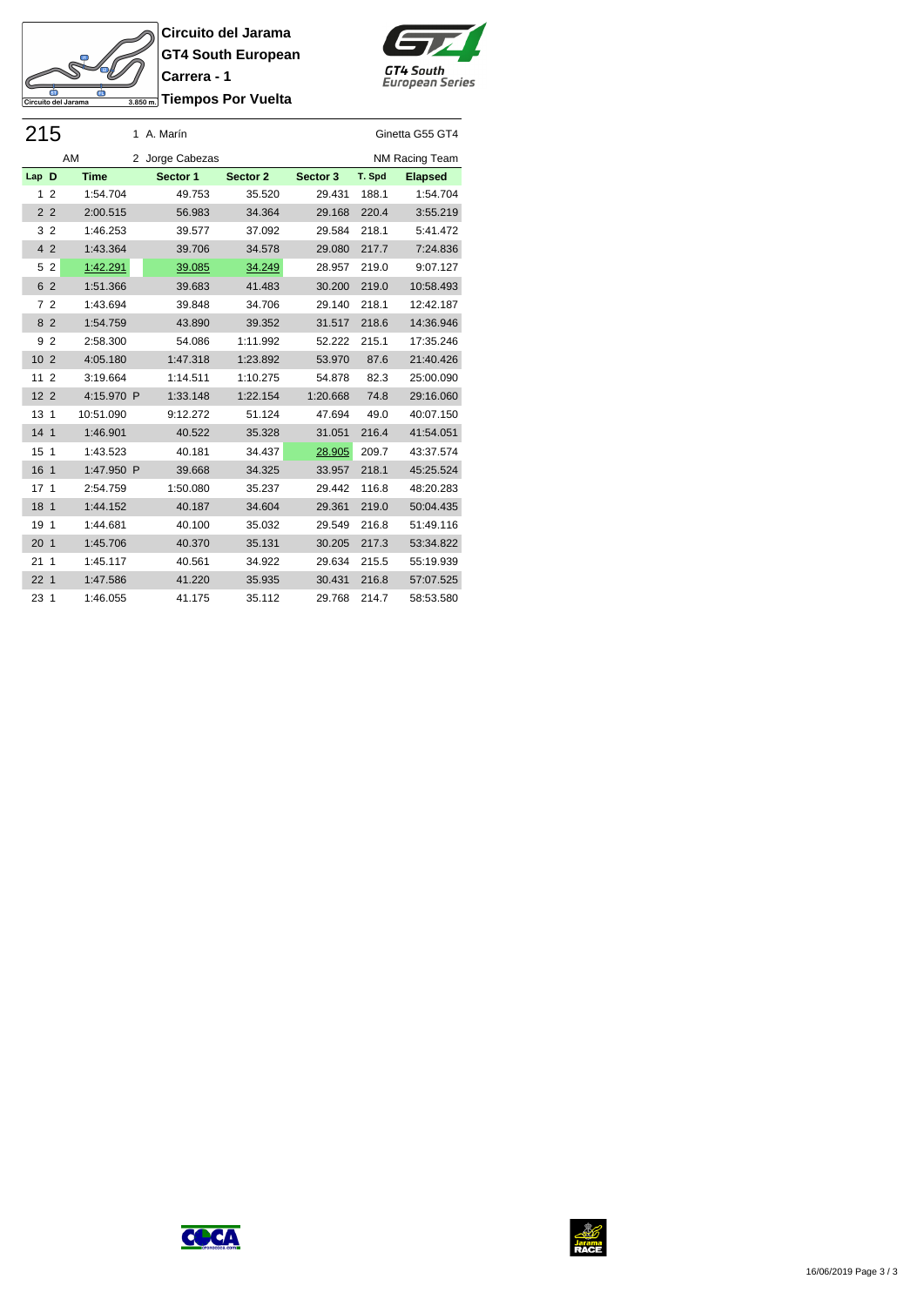**Circuito del Jarama**
**GT4 South European**
**Carrera - 1**
**Tiempos Por Vuelta**

Circuito del Jarama 3.850 m.

GT4 South European Series

| 215 | | 1 A. Marín | | | | | Ginetta G55 GT4 |
|---|---|---|---|---|---|---|---|
| | AM | 2 Jorge Cabezas | | | | | NM Racing Team |
| **Lap D** | **Time** | **Sector 1** | **Sector 2** | **Sector 3** | **T. Spd** | **Elapsed** | |
| 1 2 | 1:54.704 | 49.753 | 35.520 | 29.431 | 188.1 | 1:54.704 | |
| 2 2 | 2:00.515 | 56.983 | 34.364 | 29.168 | 220.4 | 3:55.219 | |
| 3 2 | 1:46.253 | 39.577 | 37.092 | 29.584 | 218.1 | 5:41.472 | |
| 4 2 | 1:43.364 | 39.706 | 34.578 | 29.080 | 217.7 | 7:24.836 | |
| 5 2 | 1:42.291 | 39.085 | 34.249 | 28.957 | 219.0 | 9:07.127 | |
| 6 2 | 1:51.366 | 39.683 | 41.483 | 30.200 | 219.0 | 10:58.493 | |
| 7 2 | 1:43.694 | 39.848 | 34.706 | 29.140 | 218.1 | 12:42.187 | |
| 8 2 | 1:54.759 | 43.890 | 39.352 | 31.517 | 218.6 | 14:36.946 | |
| 9 2 | 2:58.300 | 54.086 | 1:11.992 | 52.222 | 215.1 | 17:35.246 | |
| 10 2 | 4:05.180 | 1:47.318 | 1:23.892 | 53.970 | 87.6 | 21:40.426 | |
| 11 2 | 3:19.664 | 1:14.511 | 1:10.275 | 54.878 | 82.3 | 25:00.090 | |
| 12 2 | 4:15.970 P | 1:33.148 | 1:22.154 | 1:20.668 | 74.8 | 29:16.060 | |
| 13 1 | 10:51.090 | 9:12.272 | 51.124 | 47.694 | 49.0 | 40:07.150 | |
| 14 1 | 1:46.901 | 40.522 | 35.328 | 31.051 | 216.4 | 41:54.051 | |
| 15 1 | 1:43.523 | 40.181 | 34.437 | 28.905 | 209.7 | 43:37.574 | |
| 16 1 | 1:47.950 P | 39.668 | 34.325 | 33.957 | 218.1 | 45:25.524 | |
| 17 1 | 2:54.759 | 1:50.080 | 35.237 | 29.442 | 116.8 | 48:20.283 | |
| 18 1 | 1:44.152 | 40.187 | 34.604 | 29.361 | 219.0 | 50:04.435 | |
| 19 1 | 1:44.681 | 40.100 | 35.032 | 29.549 | 216.8 | 51:49.116 | |
| 20 1 | 1:45.706 | 40.370 | 35.131 | 30.205 | 217.3 | 53:34.822 | |
| 21 1 | 1:45.117 | 40.561 | 34.922 | 29.634 | 215.5 | 55:19.939 | |
| 22 1 | 1:47.586 | 41.220 | 35.935 | 30.431 | 216.8 | 57:07.525 | |
| 23 1 | 1:46.055 | 41.175 | 35.112 | 29.768 | 214.7 | 58:53.580 | |

16/06/2019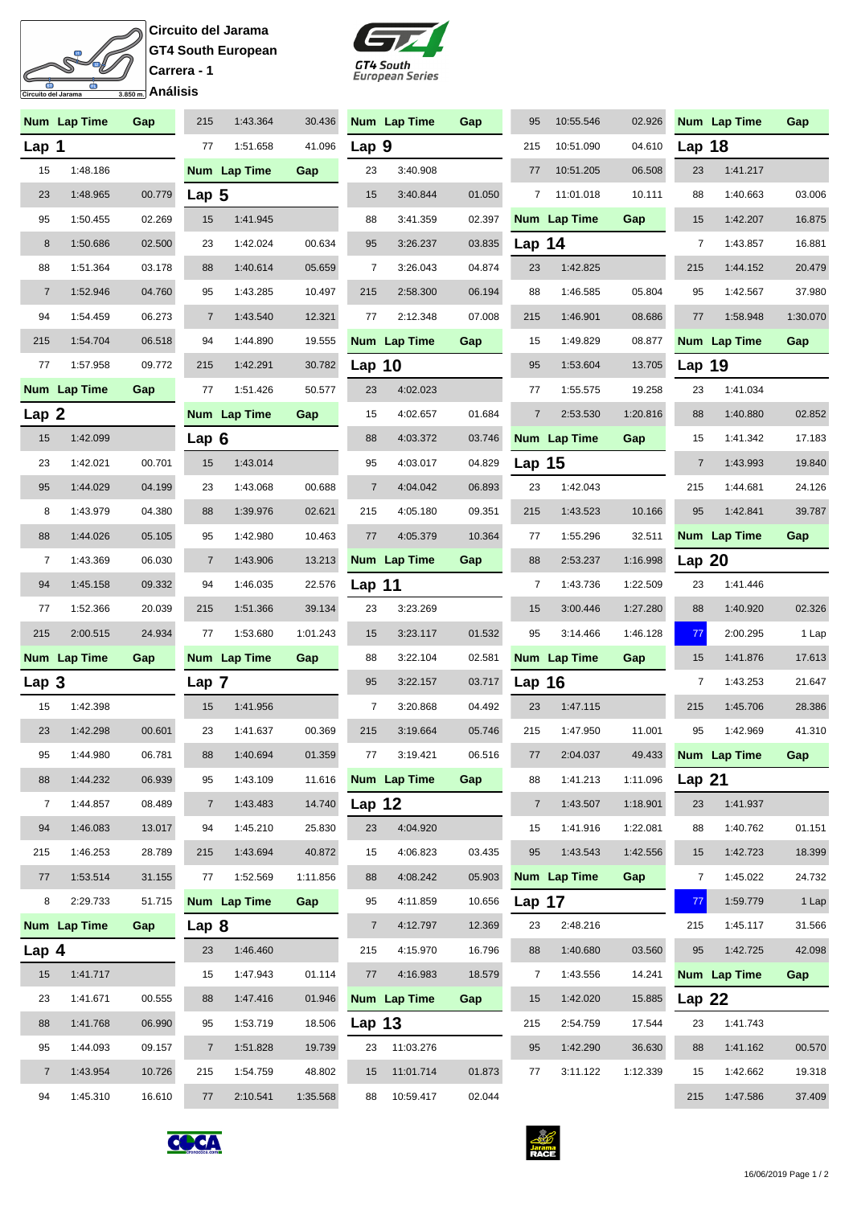**Circuito del Jarama**
**GT4 South European**
**Carrera - 1**
**Análisis**

## Lap 1

| Num | Lap Time | Gap |
|---|---|---|
| 15 | 1:48.186 | |
| 23 | 1:48.965 | 00.779 |
| 95 | 1:50.455 | 02.269 |
| 8 | 1:50.686 | 02.500 |
| 88 | 1:51.364 | 03.178 |
| 7 | 1:52.946 | 04.760 |
| 94 | 1:54.459 | 06.273 |
| 215 | 1:54.704 | 06.518 |
| 77 | 1:57.958 | 09.772 |

## Lap 2

| Num | Lap Time | Gap |
|---|---|---|
| 15 | 1:42.099 | |
| 23 | 1:42.021 | 00.701 |
| 95 | 1:44.029 | 04.199 |
| 8 | 1:43.979 | 04.380 |
| 88 | 1:44.026 | 05.105 |
| 7 | 1:43.369 | 06.030 |
| 94 | 1:45.158 | 09.332 |
| 77 | 1:52.366 | 20.039 |
| 215 | 2:00.515 | 24.934 |

## Lap 3

| Num | Lap Time | Gap |
|---|---|---|
| 15 | 1:42.398 | |
| 23 | 1:42.298 | 00.601 |
| 95 | 1:44.980 | 06.781 |
| 88 | 1:44.232 | 06.939 |
| 7 | 1:44.857 | 08.489 |
| 94 | 1:46.083 | 13.017 |
| 215 | 1:46.253 | 28.789 |
| 77 | 1:53.514 | 31.155 |
| 8 | 2:29.733 | 51.715 |

## Lap 4

| Num | Lap Time | Gap |
|---|---|---|
| 15 | 1:41.717 | |
| 23 | 1:41.671 | 00.555 |
| 88 | 1:41.768 | 06.990 |
| 95 | 1:44.093 | 09.157 |
| 7 | 1:43.954 | 10.726 |
| 94 | 1:45.310 | 16.610 |
| 215 | 1:43.364 | 30.436 |
| 77 | 1:51.658 | 41.096 |

## Lap 5

| Num | Lap Time | Gap |
|---|---|---|
| 15 | 1:41.945 | |
| 23 | 1:42.024 | 00.634 |
| 88 | 1:40.614 | 05.659 |
| 95 | 1:43.285 | 10.497 |
| 7 | 1:43.540 | 12.321 |
| 94 | 1:44.890 | 19.555 |
| 215 | 1:42.291 | 30.782 |
| 77 | 1:51.426 | 50.577 |

## Lap 6

| Num | Lap Time | Gap |
|---|---|---|
| 15 | 1:43.014 | |
| 23 | 1:43.068 | 00.688 |
| 88 | 1:39.976 | 02.621 |
| 95 | 1:42.980 | 10.463 |
| 7 | 1:43.906 | 13.213 |
| 94 | 1:46.035 | 22.576 |
| 215 | 1:51.366 | 39.134 |
| 77 | 1:53.680 | 1:01.243 |

## Lap 7

| Num | Lap Time | Gap |
|---|---|---|
| 15 | 1:41.956 | |
| 23 | 1:41.637 | 00.369 |
| 88 | 1:40.694 | 01.359 |
| 95 | 1:43.109 | 11.616 |
| 7 | 1:43.483 | 14.740 |
| 94 | 1:45.210 | 25.830 |
| 215 | 1:43.694 | 40.872 |
| 77 | 1:52.569 | 1:11.856 |

## Lap 8

| Num | Lap Time | Gap |
|---|---|---|
| 23 | 1:46.460 | |
| 15 | 1:47.943 | 01.114 |
| 88 | 1:47.416 | 01.946 |
| 95 | 1:53.719 | 18.506 |
| 7 | 1:51.828 | 19.739 |
| 215 | 1:54.759 | 48.802 |
| 77 | 2:10.541 | 1:35.568 |

## Lap 9

| Num | Lap Time | Gap |
|---|---|---|
| 23 | 3:40.908 | |
| 15 | 3:40.844 | 01.050 |
| 88 | 3:41.359 | 02.397 |
| 95 | 3:26.237 | 03.835 |
| 7 | 3:26.043 | 04.874 |
| 215 | 2:58.300 | 06.194 |
| 77 | 2:12.348 | 07.008 |

## Lap 10

| Num | Lap Time | Gap |
|---|---|---|
| 23 | 4:02.023 | |
| 15 | 4:02.657 | 01.684 |
| 88 | 4:03.372 | 03.746 |
| 95 | 4:03.017 | 04.829 |
| 7 | 4:04.042 | 06.893 |
| 215 | 4:05.180 | 09.351 |
| 77 | 4:05.379 | 10.364 |

## Lap 11

| Num | Lap Time | Gap |
|---|---|---|
| 23 | 3:23.269 | |
| 15 | 3:23.117 | 01.532 |
| 88 | 3:22.104 | 02.581 |
| 95 | 3:22.157 | 03.717 |
| 7 | 3:20.868 | 04.492 |
| 215 | 3:19.664 | 05.746 |
| 77 | 3:19.421 | 06.516 |

## Lap 12

| Num | Lap Time | Gap |
|---|---|---|
| 23 | 4:04.920 | |
| 15 | 4:06.823 | 03.435 |
| 88 | 4:08.242 | 05.903 |
| 95 | 4:11.859 | 10.656 |
| 7 | 4:12.797 | 12.369 |
| 215 | 4:15.970 | 16.796 |
| 77 | 4:16.983 | 18.579 |

## Lap 13

| Num | Lap Time | Gap |
|---|---|---|
| 23 | 11:03.276 | |
| 15 | 11:01.714 | 01.873 |
| 88 | 10:59.417 | 02.044 |
| 95 | 10:55.546 | 02.926 |
| 215 | 10:51.090 | 04.610 |
| 77 | 10:51.205 | 06.508 |
| 7 | 11:01.018 | 10.111 |

## Lap 14

| Num | Lap Time | Gap |
|---|---|---|
| 23 | 1:42.825 | |
| 88 | 1:46.585 | 05.804 |
| 215 | 1:46.901 | 08.686 |
| 15 | 1:49.829 | 08.877 |
| 95 | 1:53.604 | 13.705 |
| 77 | 1:55.575 | 19.258 |
| 7 | 2:53.530 | 1:20.816 |

## Lap 15

| Num | Lap Time | Gap |
|---|---|---|
| 23 | 1:42.043 | |
| 215 | 1:43.523 | 10.166 |
| 77 | 1:55.296 | 32.511 |
| 88 | 2:53.237 | 1:16.998 |
| 7 | 1:43.736 | 1:22.509 |
| 15 | 3:00.446 | 1:27.280 |
| 95 | 3:14.466 | 1:46.128 |

## Lap 16

| Num | Lap Time | Gap |
|---|---|---|
| 23 | 1:47.115 | |
| 215 | 1:47.950 | 11.001 |
| 77 | 2:04.037 | 49.433 |
| 88 | 1:41.213 | 1:11.096 |
| 7 | 1:43.507 | 1:18.901 |
| 15 | 1:41.916 | 1:22.081 |
| 95 | 1:43.543 | 1:42.556 |

## Lap 17

| Num | Lap Time | Gap |
|---|---|---|
| 23 | 2:48.216 | |
| 88 | 1:40.680 | 03.560 |
| 7 | 1:43.556 | 14.241 |
| 15 | 1:42.020 | 15.885 |
| 215 | 2:54.759 | 17.544 |
| 95 | 1:42.290 | 36.630 |
| 77 | 3:11.122 | 1:12.339 |

## Lap 18

| Num | Lap Time | Gap |
|---|---|---|
| 23 | 1:41.217 | |
| 88 | 1:40.663 | 03.006 |
| 15 | 1:42.207 | 16.875 |
| 7 | 1:43.857 | 16.881 |
| 215 | 1:44.152 | 20.479 |
| 95 | 1:42.567 | 37.980 |
| 77 | 1:58.948 | 1:30.070 |

## Lap 19

| Num | Lap Time | Gap |
|---|---|---|
| 23 | 1:41.034 | |
| 88 | 1:40.880 | 02.852 |
| 15 | 1:41.342 | 17.183 |
| 7 | 1:43.993 | 19.840 |
| 215 | 1:44.681 | 24.126 |
| 95 | 1:42.841 | 39.787 |

## Lap 20

| Num | Lap Time | Gap |
|---|---|---|
| 23 | 1:41.446 | |
| 88 | 1:40.920 | 02.326 |
| 77 | 2:00.295 | 1 Lap |
| 15 | 1:41.876 | 17.613 |
| 7 | 1:43.253 | 21.647 |
| 215 | 1:45.706 | 28.386 |
| 95 | 1:42.969 | 41.310 |

## Lap 21

| Num | Lap Time | Gap |
|---|---|---|
| 23 | 1:41.937 | |
| 88 | 1:40.762 | 01.151 |
| 15 | 1:42.723 | 18.399 |
| 7 | 1:45.022 | 24.732 |
| 77 | 1:59.779 | 1 Lap |
| 215 | 1:45.117 | 31.566 |
| 95 | 1:42.725 | 42.098 |

## Lap 22

| Num | Lap Time | Gap |
|---|---|---|
| 23 | 1:41.743 | |
| 88 | 1:41.162 | 00.570 |
| 15 | 1:42.662 | 19.318 |
| 215 | 1:47.586 | 37.409 |

16/06/2019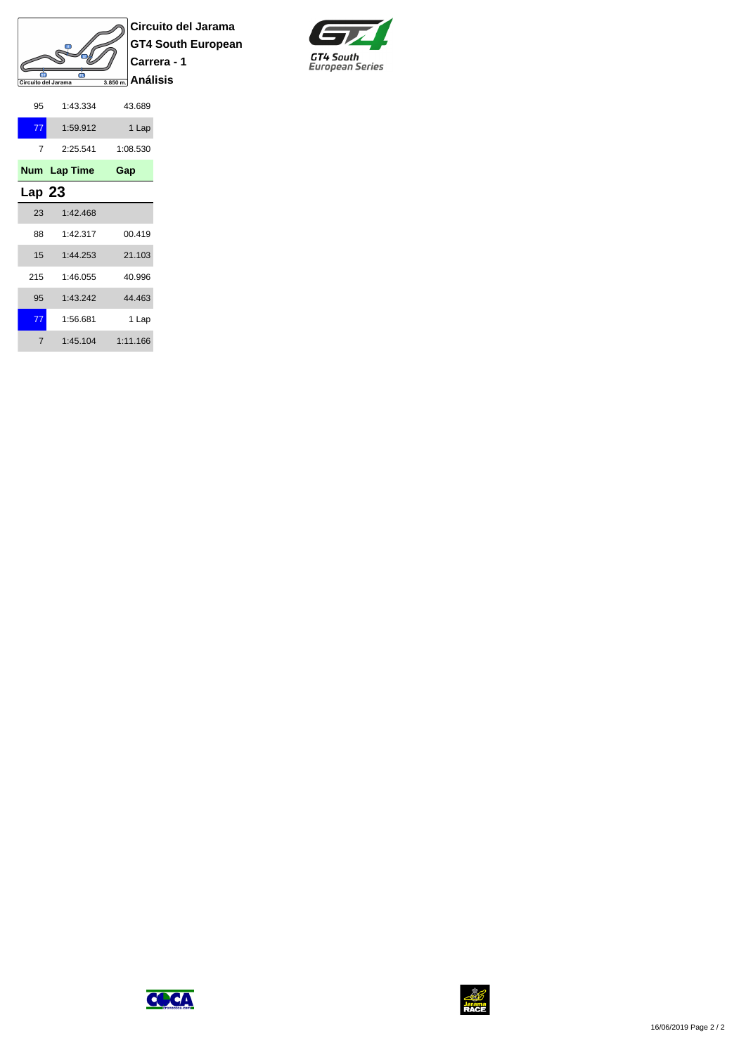# Circuito del Jarama

## GT4 South European

## Carrera - 1

## Análisis

GT4 South European Series

| Num | Lap Time | Gap |
|---|---|---|
| 95 | 1:43.334 | 43.689 |
| 77 | 1:59.912 | 1 Lap |
| 7 | 2:25.541 | 1:08.530 |

**Lap 23**

| Num | Lap Time | Gap |
|---|---|---|
| 23 | 1:42.468 | |
| 88 | 1:42.317 | 00.419 |
| 15 | 1:44.253 | 21.103 |
| 215 | 1:46.055 | 40.996 |
| 95 | 1:43.242 | 44.463 |
| 77 | 1:56.681 | 1 Lap |
| 7 | 1:45.104 | 1:11.166 |

16/06/2019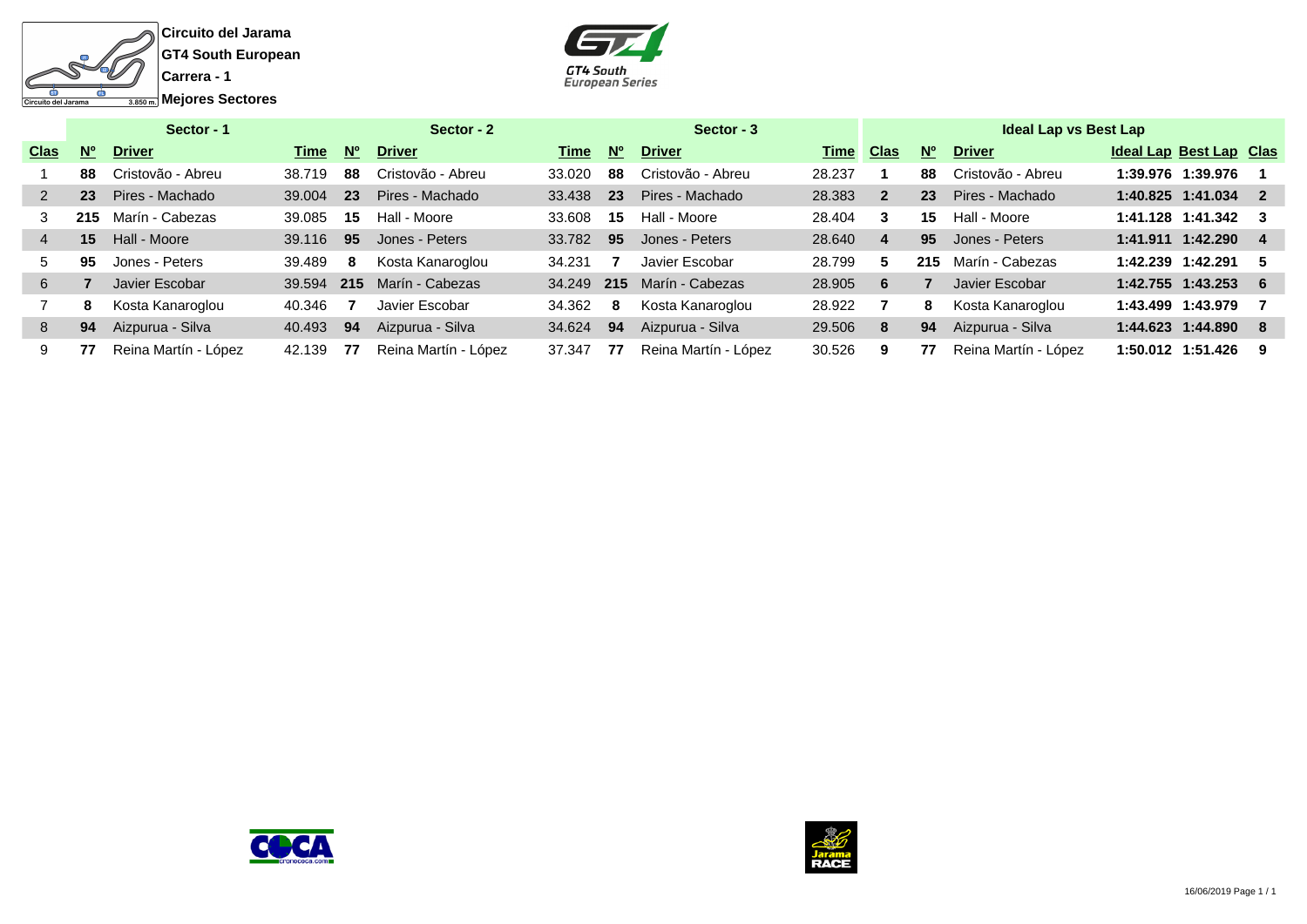**Circuito del Jarama**
**GT4 South European**
**Carrera - 1**
**Mejores Sectores**

| Sector - 1 | | | | Sector - 2 | | | Sector - 3 | | | Ideal Lap vs Best Lap | | | | | |
|---|---|---|---|---|---|---|---|---|---|---|---|---|---|---|---|
| **Clas** | **Nº** | **Driver** | **Time** | **Nº** | **Driver** | **Time** | **Nº** | **Driver** | **Time** | **Clas** | **Nº** | **Driver** | **Ideal Lap** | **Best Lap** | **Clas** |
| 1 | **88** | Cristovão - Abreu | 38.719 | **88** | Cristovão - Abreu | 33.020 | **88** | Cristovão - Abreu | 28.237 | **1** | **88** | Cristovão - Abreu | **1:39.976** | **1:39.976** | **1** |
| 2 | **23** | Pires - Machado | 39.004 | **23** | Pires - Machado | 33.438 | **23** | Pires - Machado | 28.383 | **2** | **23** | Pires - Machado | **1:40.825** | **1:41.034** | **2** |
| 3 | **215** | Marín - Cabezas | 39.085 | **15** | Hall - Moore | 33.608 | **15** | Hall - Moore | 28.404 | **3** | **15** | Hall - Moore | **1:41.128** | **1:41.342** | **3** |
| 4 | **15** | Hall - Moore | 39.116 | **95** | Jones - Peters | 33.782 | **95** | Jones - Peters | 28.640 | **4** | **95** | Jones - Peters | **1:41.911** | **1:42.290** | **4** |
| 5 | **95** | Jones - Peters | 39.489 | **8** | Kosta Kanaroglou | 34.231 | **7** | Javier Escobar | 28.799 | **5** | **215** | Marín - Cabezas | **1:42.239** | **1:42.291** | **5** |
| 6 | **7** | Javier Escobar | 39.594 | **215** | Marín - Cabezas | 34.249 | **215** | Marín - Cabezas | 28.905 | **6** | **7** | Javier Escobar | **1:42.755** | **1:43.253** | **6** |
| 7 | **8** | Kosta Kanaroglou | 40.346 | **7** | Javier Escobar | 34.362 | **8** | Kosta Kanaroglou | 28.922 | **7** | **8** | Kosta Kanaroglou | **1:43.499** | **1:43.979** | **7** |
| 8 | **94** | Aizpurua - Silva | 40.493 | **94** | Aizpurua - Silva | 34.624 | **94** | Aizpurua - Silva | 29.506 | **8** | **94** | Aizpurua - Silva | **1:44.623** | **1:44.890** | **8** |
| 9 | **77** | Reina Martín - López | 42.139 | **77** | Reina Martín - López | 37.347 | **77** | Reina Martín - López | 30.526 | **9** | **77** | Reina Martín - López | **1:50.012** | **1:51.426** | **9** |

16/06/2019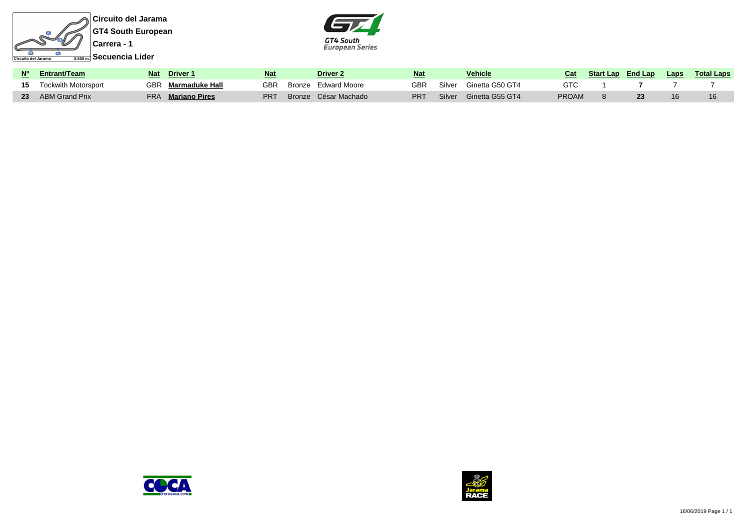**Circuito del Jarama**

**GT4 South European**

**Carrera - 1**

**Secuencia Lider**

| Nº | Entrant/Team | Nat | Driver 1 | Nat | | Driver 2 | Nat | | Vehicle | Cat | Start Lap | End Lap | Laps | Total Laps |
|---|---|---|---|---|---|---|---|---|---|---|---|---|---|---|
| **15** | Tockwith Motorsport | GBR | **Marmaduke Hall** | GBR | Bronze | Edward Moore | GBR | Silver | Ginetta G50 GT4 | GTC | 1 | **7** | 7 | 7 |
| **23** | ABM Grand Prix | FRA | **Mariano Pires** | PRT | Bronze | César Machado | PRT | Silver | Ginetta G55 GT4 | PROAM | 8 | **23** | 16 | 16 |

16/06/2019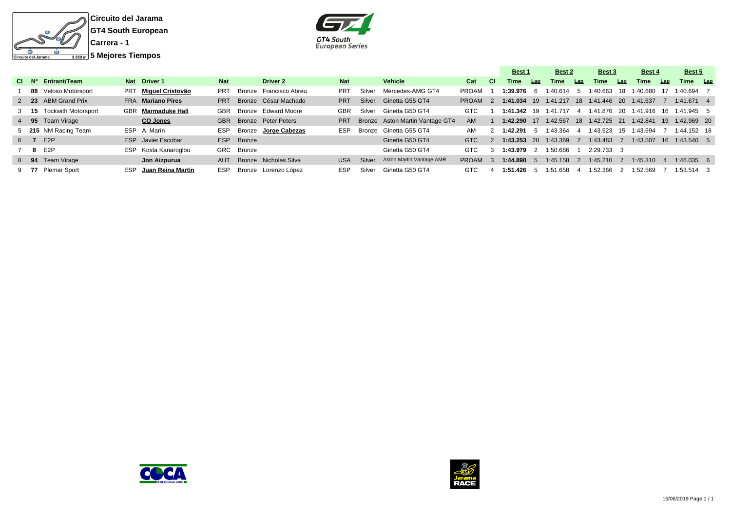**Circuito del Jarama**

**GT4 South European**

**Carrera - 1**

**5 Mejores Tiempos**

| Cl | Nº | Entrant/Team | Nat | Driver 1 | Nat | | Driver 2 | Nat | | Vehicle | Cat | Cl | Best 1 Time | Lap | Best 2 Time | Lap | Best 3 Time | Lap | Best 4 Time | Lap | Best 5 Time | Lap |
|---|---|---|---|---|---|---|---|---|---|---|---|---|---|---|---|---|---|---|---|---|---|---|
| 1 | **88** | Veloso Motorsport | PRT | **Miguel Cristovão** | PRT | Bronze | Francisco Abreu | PRT | Silver | Mercedes-AMG GT4 | PROAM | 1 | **1:39.976** | 6 | 1:40.614 | 5 | 1:40.663 | 18 | 1:40.680 | 17 | 1:40.694 | 7 |
| 2 | **23** | ABM Grand Prix | FRA | **Mariano Pires** | PRT | Bronze | César Machado | PRT | Silver | Ginetta G55 GT4 | PROAM | 2 | **1:41.034** | 19 | 1:41.217 | 18 | 1:41.446 | 20 | 1:41.637 | 7 | 1:41.671 | 4 |
| 3 | **15** | Tockwith Motorsport | GBR | **Marmaduke Hall** | GBR | Bronze | Edward Moore | GBR | Silver | Ginetta G50 GT4 | GTC | 1 | **1:41.342** | 19 | 1:41.717 | 4 | 1:41.876 | 20 | 1:41.916 | 16 | 1:41.945 | 5 |
| 4 | **95** | Team Virage | | **CO Jones** | GBR | Bronze | Peter Peters | PRT | Bronze | Aston Martin Vantage GT4 | AM | 1 | **1:42.290** | 17 | 1:42.567 | 18 | 1:42.725 | 21 | 1:42.841 | 19 | 1:42.969 | 20 |
| 5 | **215** | NM Racing Team | ESP | A. Marín | ESP | Bronze | **Jorge Cabezas** | ESP | Bronze | Ginetta G55 GT4 | AM | 2 | **1:42.291** | 5 | 1:43.364 | 4 | 1:43.523 | 15 | 1:43.694 | 7 | 1:44.152 | 18 |
| 6 | **7** | E2P | ESP | Javier Escobar | ESP | Bronze | | | | Ginetta G50 GT4 | GTC | 2 | **1:43.253** | 20 | 1:43.369 | 2 | 1:43.483 | 7 | 1:43.507 | 16 | 1:43.540 | 5 |
| 7 | **8** | E2P | ESP | Kosta Kanaroglou | GRC | Bronze | | | | Ginetta G50 GT4 | GTC | 3 | **1:43.979** | 2 | 1:50.686 | 1 | 2:29.733 | 3 | | | | |
| 8 | **94** | Team Virage | | **Jon Aizpurua** | AUT | Bronze | Nicholas Silva | USA | Silver | Aston Martin Vantage AMR | PROAM | 3 | **1:44.890** | 5 | 1:45.158 | 2 | 1:45.210 | 7 | 1:45.310 | 4 | 1:46.035 | 6 |
| 9 | **77** | Plemar Sport | ESP | **Juan Reina Martín** | ESP | Bronze | Lorenzo López | ESP | Silver | Ginetta G50 GT4 | GTC | 4 | **1:51.426** | 5 | 1:51.658 | 4 | 1:52.366 | 2 | 1:52.569 | 7 | 1:53.514 | 3 |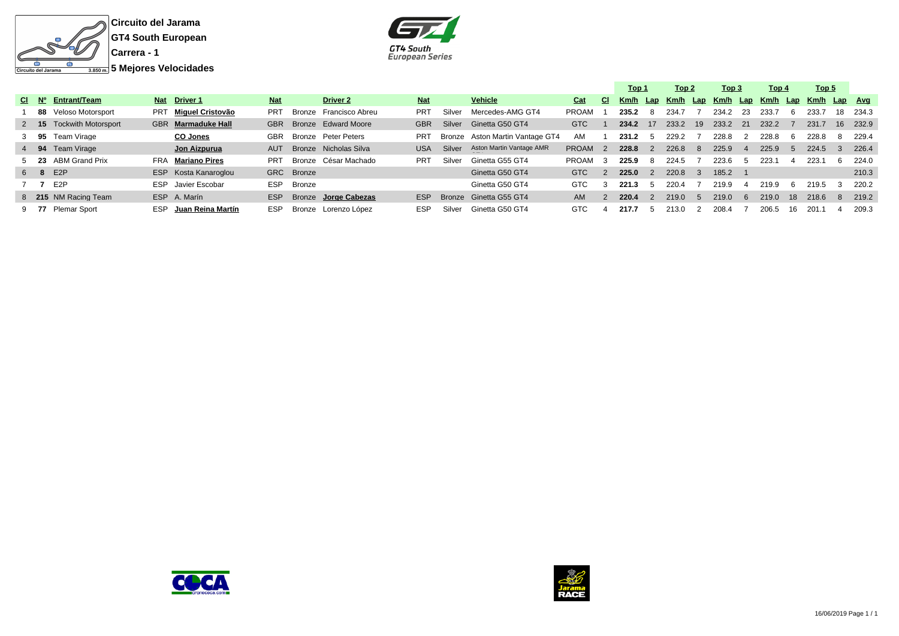**Circuito del Jarama**

**GT4 South European**

**Carrera - 1**

**5 Mejores Velocidades**

Circuito del Jarama 3.850 m.

| Cl | Nº | Entrant/Team | Nat | Driver 1 | Nat | | Driver 2 | Nat | | Vehicle | Cat | Cl | Top 1 Km/h | Lap | Top 2 Km/h | Lap | Top 3 Km/h | Lap | Top 4 Km/h | Lap | Top 5 Km/h | Lap | Avg |
|---|---|---|---|---|---|---|---|---|---|---|---|---|---|---|---|---|---|---|---|---|---|---|---|
| 1 | **88** | Veloso Motorsport | PRT | **Miguel Cristovão** | PRT | Bronze | Francisco Abreu | PRT | Silver | Mercedes-AMG GT4 | PROAM | 1 | **235.2** | 8 | 234.7 | 7 | 234.2 | 23 | 233.7 | 6 | 233.7 | 18 | 234.3 |
| 2 | **15** | Tockwith Motorsport | GBR | **Marmaduke Hall** | GBR | Bronze | Edward Moore | GBR | Silver | Ginetta G50 GT4 | GTC | 1 | **234.2** | 17 | 233.2 | 19 | 233.2 | 21 | 232.2 | 7 | 231.7 | 16 | 232.9 |
| 3 | **95** | Team Virage | | **CO Jones** | GBR | Bronze | Peter Peters | PRT | Bronze | Aston Martin Vantage GT4 | AM | 1 | **231.2** | 5 | 229.2 | 7 | 228.8 | 2 | 228.8 | 6 | 228.8 | 8 | 229.4 |
| 4 | **94** | Team Virage | | **Jon Aizpurua** | AUT | Bronze | Nicholas Silva | USA | Silver | Aston Martin Vantage AMR | PROAM | 2 | **228.8** | 2 | 226.8 | 8 | 225.9 | 4 | 225.9 | 5 | 224.5 | 3 | 226.4 |
| 5 | **23** | ABM Grand Prix | FRA | **Mariano Pires** | PRT | Bronze | César Machado | PRT | Silver | Ginetta G55 GT4 | PROAM | 3 | **225.9** | 8 | 224.5 | 7 | 223.6 | 5 | 223.1 | 4 | 223.1 | 6 | 224.0 |
| 6 | **8** | E2P | ESP | Kosta Kanaroglou | GRC | Bronze | | | | Ginetta G50 GT4 | GTC | 2 | **225.0** | 2 | 220.8 | 3 | 185.2 | 1 | | | | | 210.3 |
| 7 | **7** | E2P | ESP | Javier Escobar | ESP | Bronze | | | | Ginetta G50 GT4 | GTC | 3 | **221.3** | 5 | 220.4 | 7 | 219.9 | 4 | 219.9 | 6 | 219.5 | 3 | 220.2 |
| 8 | **215** | NM Racing Team | ESP | A. Marín | ESP | Bronze | **Jorge Cabezas** | ESP | Bronze | Ginetta G55 GT4 | AM | 2 | **220.4** | 2 | 219.0 | 5 | 219.0 | 6 | 219.0 | 18 | 218.6 | 8 | 219.2 |
| 9 | **77** | Plemar Sport | ESP | **Juan Reina Martín** | ESP | Bronze | Lorenzo López | ESP | Silver | Ginetta G50 GT4 | GTC | 4 | **217.7** | 5 | 213.0 | 2 | 208.4 | 7 | 206.5 | 16 | 201.1 | 4 | 209.3 |

16/06/2019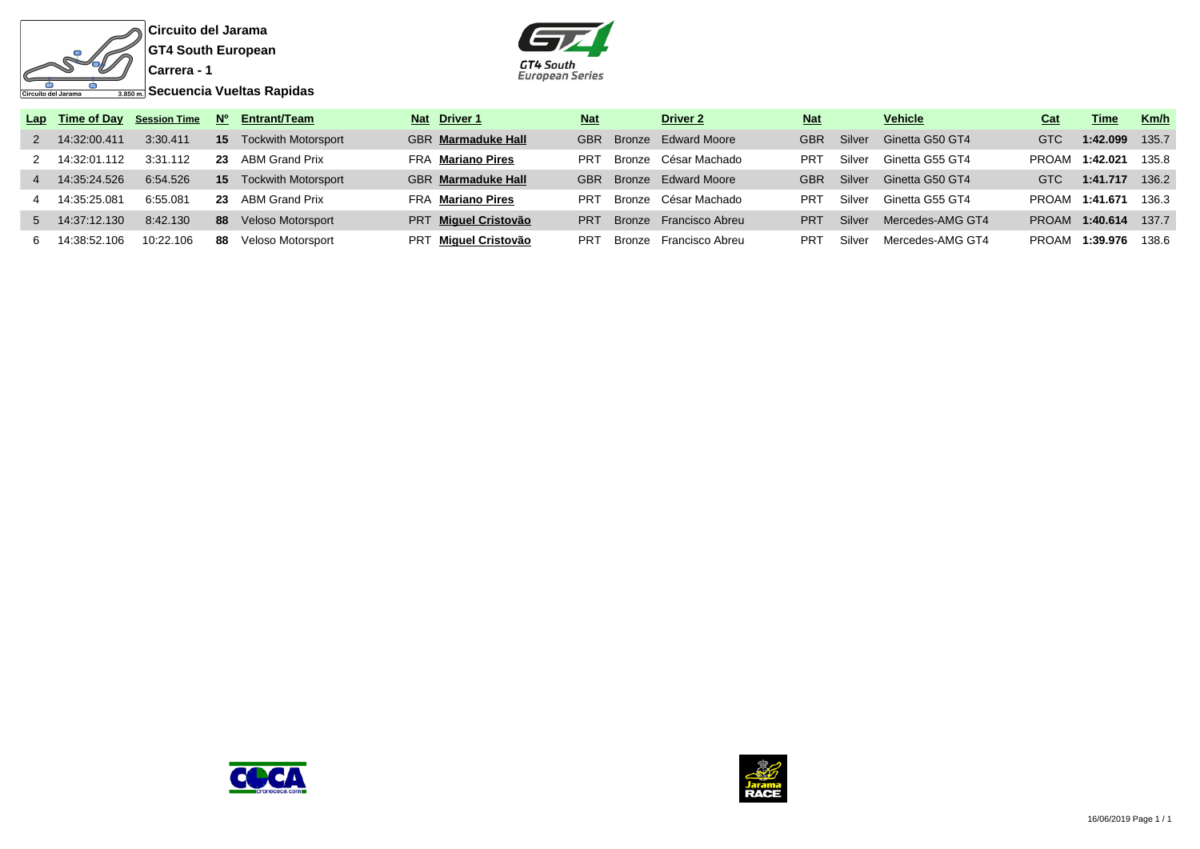**Circuito del Jarama**

**GT4 South European**

**Carrera - 1**

**Secuencia Vueltas Rapidas**

| Lap | Time of Day | Session Time | Nº | Entrant/Team | Nat | Driver 1 | Nat | | Driver 2 | Nat | | Vehicle | Cat | Time | Km/h |
|---|---|---|---|---|---|---|---|---|---|---|---|---|---|---|---|
| 2 | 14:32:00.411 | 3:30.411 | **15** | Tockwith Motorsport | GBR | **Marmaduke Hall** | GBR | Bronze | Edward Moore | GBR | Silver | Ginetta G50 GT4 | GTC | **1:42.099** | 135.7 |
| 2 | 14:32:01.112 | 3:31.112 | **23** | ABM Grand Prix | FRA | **Mariano Pires** | PRT | Bronze | César Machado | PRT | Silver | Ginetta G55 GT4 | PROAM | **1:42.021** | 135.8 |
| 4 | 14:35:24.526 | 6:54.526 | **15** | Tockwith Motorsport | GBR | **Marmaduke Hall** | GBR | Bronze | Edward Moore | GBR | Silver | Ginetta G50 GT4 | GTC | **1:41.717** | 136.2 |
| 4 | 14:35:25.081 | 6:55.081 | **23** | ABM Grand Prix | FRA | **Mariano Pires** | PRT | Bronze | César Machado | PRT | Silver | Ginetta G55 GT4 | PROAM | **1:41.671** | 136.3 |
| 5 | 14:37:12.130 | 8:42.130 | **88** | Veloso Motorsport | PRT | **Miguel Cristovão** | PRT | Bronze | Francisco Abreu | PRT | Silver | Mercedes-AMG GT4 | PROAM | **1:40.614** | 137.7 |
| 6 | 14:38:52.106 | 10:22.106 | **88** | Veloso Motorsport | PRT | **Miguel Cristovão** | PRT | Bronze | Francisco Abreu | PRT | Silver | Mercedes-AMG GT4 | PROAM | **1:39.976** | 138.6 |

16/06/2019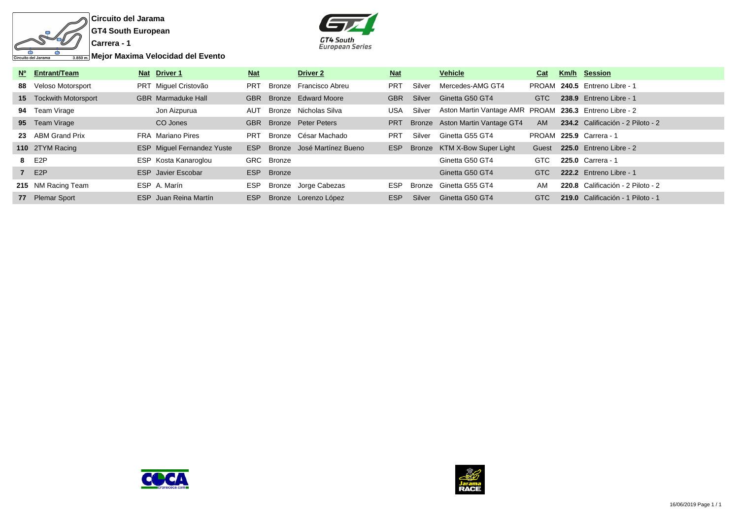**Circuito del Jarama**

**GT4 South European**

**Carrera - 1**

**Mejor Maxima Velocidad del Evento**

| Nº | Entrant/Team | Nat | Driver 1 | Nat | | Driver 2 | Nat | | Vehicle | Cat | Km/h | Session |
|---|---|---|---|---|---|---|---|---|---|---|---|---|
| **88** | Veloso Motorsport | PRT | Miguel Cristovão | PRT | Bronze | Francisco Abreu | PRT | Silver | Mercedes-AMG GT4 | PROAM | **240.5** | Entreno Libre - 1 |
| **15** | Tockwith Motorsport | GBR | Marmaduke Hall | GBR | Bronze | Edward Moore | GBR | Silver | Ginetta G50 GT4 | GTC | **238.9** | Entreno Libre - 1 |
| **94** | Team Virage | | Jon Aizpurua | AUT | Bronze | Nicholas Silva | USA | Silver | Aston Martin Vantage AMR | PROAM | **236.3** | Entreno Libre - 2 |
| **95** | Team Virage | | CO Jones | GBR | Bronze | Peter Peters | PRT | Bronze | Aston Martin Vantage GT4 | AM | **234.2** | Calificación - 2 Piloto - 2 |
| **23** | ABM Grand Prix | FRA | Mariano Pires | PRT | Bronze | César Machado | PRT | Silver | Ginetta G55 GT4 | PROAM | **225.9** | Carrera - 1 |
| **110** | 2TYM Racing | ESP | Miguel Fernandez Yuste | ESP | Bronze | José Martínez Bueno | ESP | Bronze | KTM X-Bow Super Light | Guest | **225.0** | Entreno Libre - 2 |
| **8** | E2P | ESP | Kosta Kanaroglou | GRC | Bronze | | | | Ginetta G50 GT4 | GTC | **225.0** | Carrera - 1 |
| **7** | E2P | ESP | Javier Escobar | ESP | Bronze | | | | Ginetta G50 GT4 | GTC | **222.2** | Entreno Libre - 1 |
| **215** | NM Racing Team | ESP | A. Marín | ESP | Bronze | Jorge Cabezas | ESP | Bronze | Ginetta G55 GT4 | AM | **220.8** | Calificación - 2 Piloto - 2 |
| **77** | Plemar Sport | ESP | Juan Reina Martín | ESP | Bronze | Lorenzo López | ESP | Silver | Ginetta G50 GT4 | GTC | **219.0** | Calificación - 1 Piloto - 1 |

16/06/2019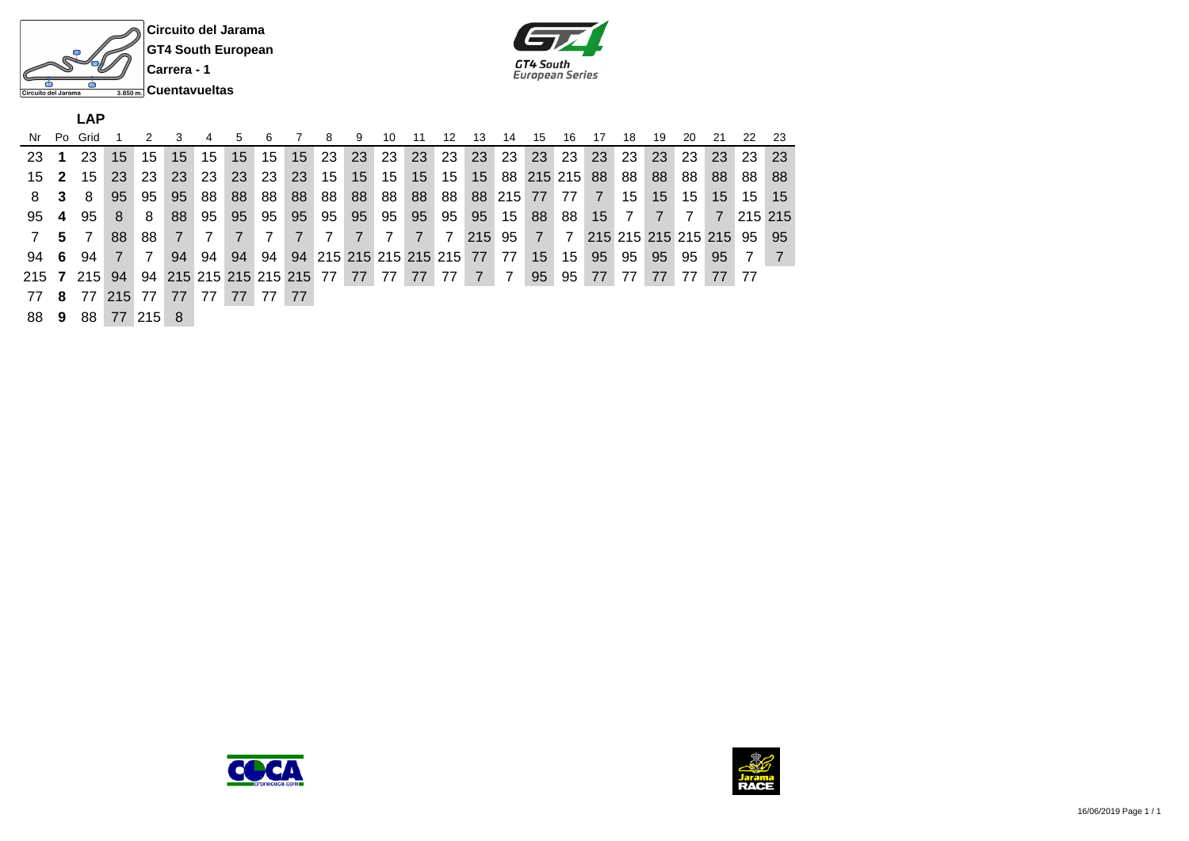Circuito del Jarama

GT4 South European

Carrera - 1

Cuentavueltas

Circuito del Jarama 3.850 m.

## LAP

| Nr | Po | Grid | 1 | 2 | 3 | 4 | 5 | 6 | 7 | 8 | 9 | 10 | 11 | 12 | 13 | 14 | 15 | 16 | 17 | 18 | 19 | 20 | 21 | 22 | 23 |
|---|---|---|---|---|---|---|---|---|---|---|---|---|---|---|---|---|---|---|---|---|---|---|---|---|---|
| 23 | **1** | 23 | 15 | 15 | 15 | 15 | 15 | 15 | 15 | 23 | 23 | 23 | 23 | 23 | 23 | 23 | 23 | 23 | 23 | 23 | 23 | 23 | 23 | 23 | 23 |
| 15 | **2** | 15 | 23 | 23 | 23 | 23 | 23 | 23 | 23 | 15 | 15 | 15 | 15 | 15 | 15 | 88 | 215 | 215 | 88 | 88 | 88 | 88 | 88 | 88 | 88 |
| 8 | **3** | 8 | 95 | 95 | 95 | 88 | 88 | 88 | 88 | 88 | 88 | 88 | 88 | 88 | 88 | 215 | 77 | 77 | 7 | 15 | 15 | 15 | 15 | 15 | 15 |
| 95 | **4** | 95 | 8 | 8 | 88 | 95 | 95 | 95 | 95 | 95 | 95 | 95 | 95 | 95 | 95 | 15 | 88 | 88 | 15 | 7 | 7 | 7 | 7 | 215 | 215 |
| 7 | **5** | 7 | 88 | 88 | 7 | 7 | 7 | 7 | 7 | 7 | 7 | 7 | 7 | 7 | 215 | 95 | 7 | 7 | 215 | 215 | 215 | 215 | 215 | 95 | 95 |
| 94 | **6** | 94 | 7 | 7 | 94 | 94 | 94 | 94 | 94 | 215 | 215 | 215 | 215 | 215 | 77 | 77 | 15 | 15 | 95 | 95 | 95 | 95 | 95 | 7 | 7 |
| 215 | **7** | 215 | 94 | 94 | 215 | 215 | 215 | 215 | 215 | 77 | 77 | 77 | 77 | 77 | 7 | 7 | 95 | 95 | 77 | 77 | 77 | 77 | 77 | 77 | |
| 77 | **8** | 77 | 215 | 77 | 77 | 77 | 77 | 77 | 77 | | | | | | | | | | | | | | | | |
| 88 | **9** | 88 | 77 | 215 | 8 | | | | | | | | | | | | | | | | | | | | |

16/06/2019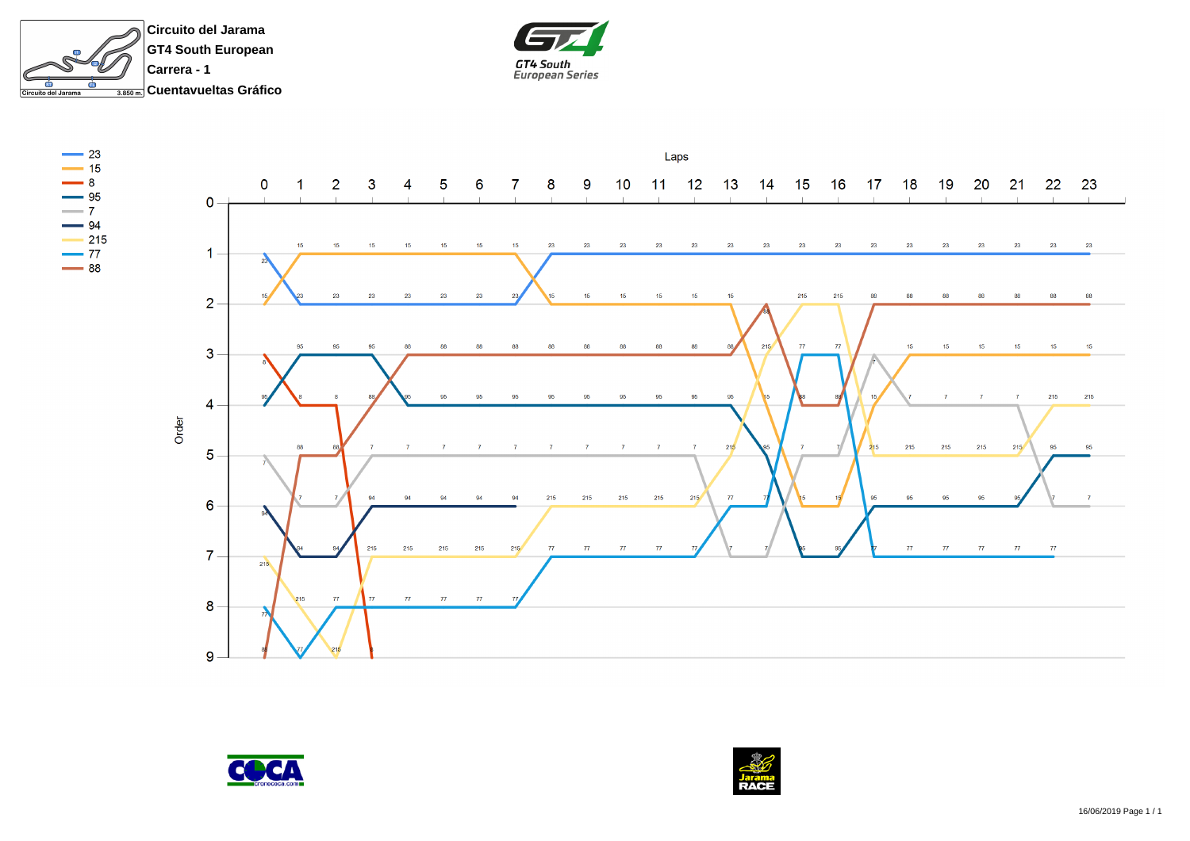**Circuito del Jarama**
**GT4 South European**
**Carrera - 1**
**Cuentavueltas Gráfico**

Circuito del Jarama 3.850 m.

GT4 South European Series

23
15
8
95
7
94
215
77
88

Laps

0 1 2 3 4 5 6 7 8 9 10 11 12 13 14 15 16 17 18 19 20 21 22 23

Order

0 1 2 3 4 5 6 7 8 9

cronococa.com

Jarama RACE

16/06/2019